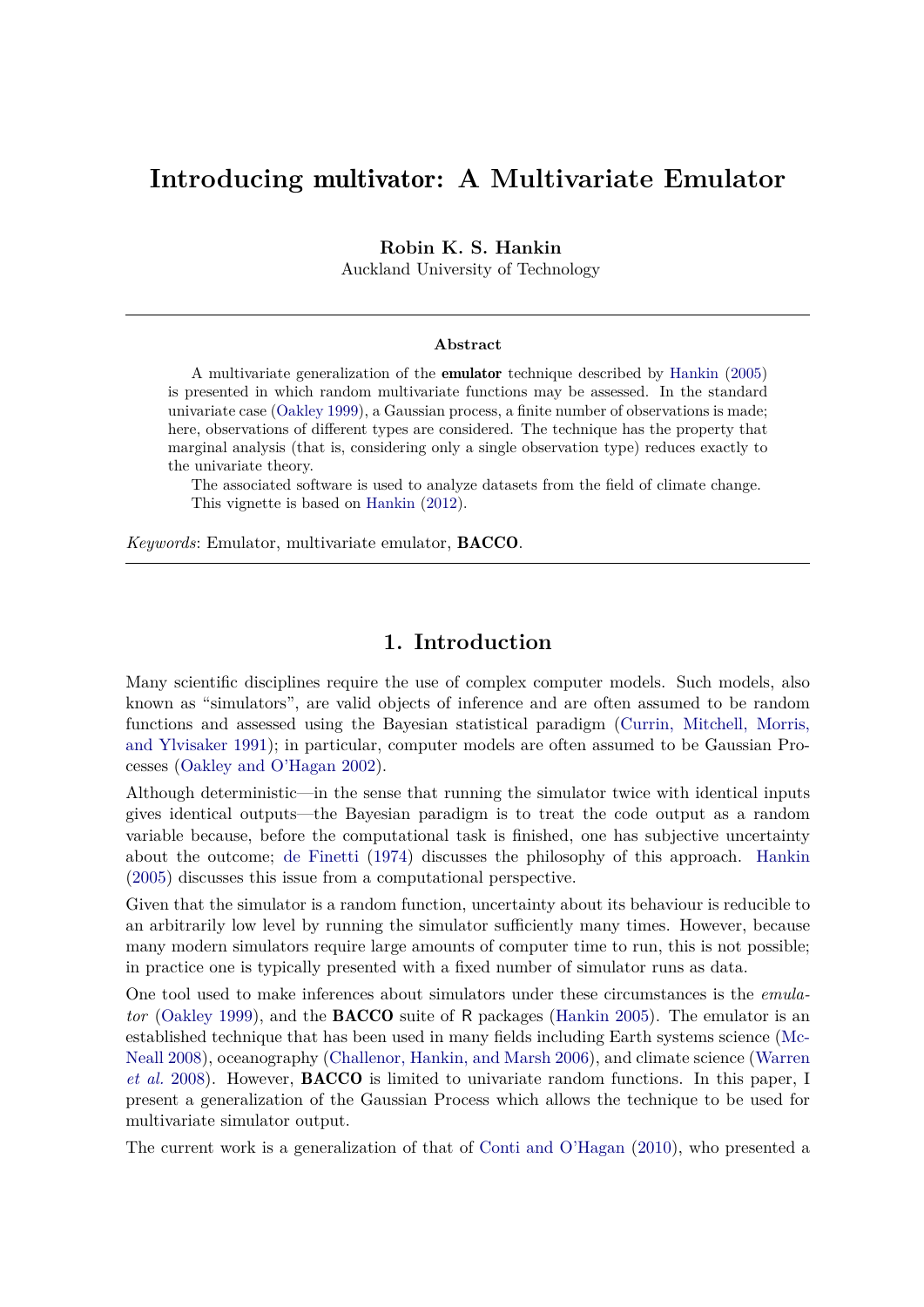# Introducing multivator: A Multivariate Emulator

**Robin K. S. Hankin**
Auckland University of Technology

## Abstract

A multivariate generalization of the **emulator** technique described by Hankin (2005) is presented in which random multivariate functions may be assessed. In the standard univariate case (Oakley 1999), a Gaussian process, a finite number of observations is made; here, observations of different types are considered. The technique has the property that marginal analysis (that is, considering only a single observation type) reduces exactly to the univariate theory.

The associated software is used to analyze datasets from the field of climate change. This vignette is based on Hankin (2012).

*Keywords*: Emulator, multivariate emulator, **BACCO**.

## 1. Introduction

Many scientific disciplines require the use of complex computer models. Such models, also known as "simulators", are valid objects of inference and are often assumed to be random functions and assessed using the Bayesian statistical paradigm (Currin, Mitchell, Morris, and Ylvisaker 1991); in particular, computer models are often assumed to be Gaussian Processes (Oakley and O'Hagan 2002).

Although deterministic—in the sense that running the simulator twice with identical inputs gives identical outputs—the Bayesian paradigm is to treat the code output as a random variable because, before the computational task is finished, one has subjective uncertainty about the outcome; de Finetti (1974) discusses the philosophy of this approach. Hankin (2005) discusses this issue from a computational perspective.

Given that the simulator is a random function, uncertainty about its behaviour is reducible to an arbitrarily low level by running the simulator sufficiently many times. However, because many modern simulators require large amounts of computer time to run, this is not possible; in practice one is typically presented with a fixed number of simulator runs as data.

One tool used to make inferences about simulators under these circumstances is the *emulator* (Oakley 1999), and the **BACCO** suite of R packages (Hankin 2005). The emulator is an established technique that has been used in many fields including Earth systems science (McNeall 2008), oceanography (Challenor, Hankin, and Marsh 2006), and climate science (Warren *et al.* 2008). However, **BACCO** is limited to univariate random functions. In this paper, I present a generalization of the Gaussian Process which allows the technique to be used for multivariate simulator output.

The current work is a generalization of that of Conti and O'Hagan (2010), who presented a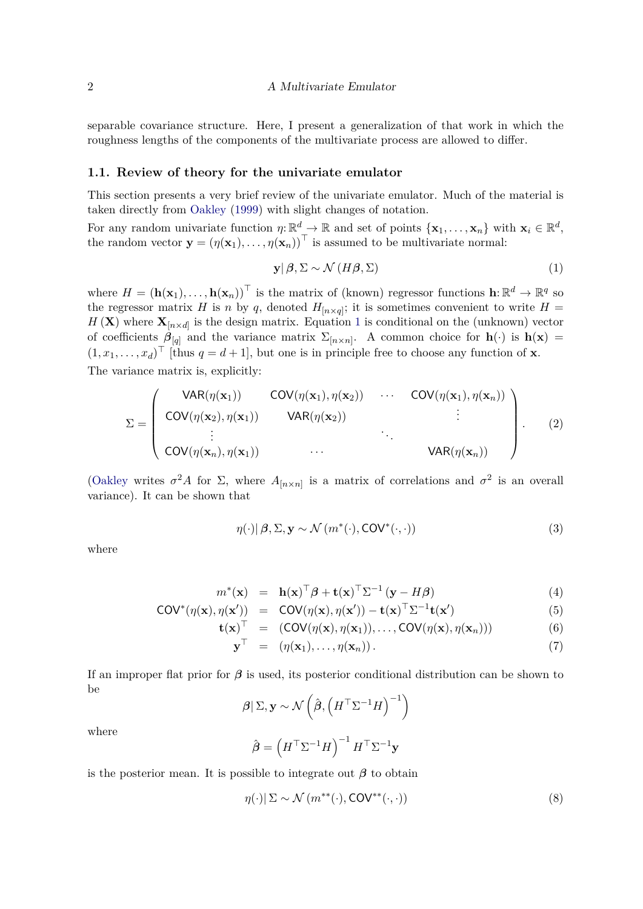separable covariance structure. Here, I present a generalization of that work in which the roughness lengths of the components of the multivariate process are allowed to differ.

### 1.1. Review of theory for the univariate emulator

This section presents a very brief review of the univariate emulator. Much of the material is taken directly from Oakley (1999) with slight changes of notation.

For any random univariate function $\eta\colon \mathbb{R}^d \to \mathbb{R}$ and set of points $\{\mathbf{x}_1, \ldots, \mathbf{x}_n\}$ with $\mathbf{x}_i \in \mathbb{R}^d$, the random vector $\mathbf{y} = (\eta(\mathbf{x}_1), \ldots, \eta(\mathbf{x}_n))^\top$ is assumed to be multivariate normal:

$$\mathbf{y} |\, \boldsymbol{\beta}, \Sigma \sim \mathcal{N}\left(H\boldsymbol{\beta}, \Sigma\right) \tag{1}$$

where $H = (\mathbf{h}(\mathbf{x}_1), \ldots, \mathbf{h}(\mathbf{x}_n))^\top$ is the matrix of (known) regressor functions $\mathbf{h}\colon \mathbb{R}^d \to \mathbb{R}^q$ so the regressor matrix $H$ is $n$ by $q$, denoted $H_{[n\times q]}$; it is sometimes convenient to write $H = H(\mathbf{X})$ where $\mathbf{X}_{[n\times d]}$ is the design matrix. Equation 1 is conditional on the (unknown) vector of coefficients $\boldsymbol{\beta}_{[q]}$ and the variance matrix $\Sigma_{[n\times n]}$. A common choice for $\mathbf{h}(\cdot)$ is $\mathbf{h}(\mathbf{x}) = (1, x_1, \ldots, x_d)^\top$ [thus $q = d+1$], but one is in principle free to choose any function of $\mathbf{x}$.

The variance matrix is, explicitly:

$$\Sigma = \begin{pmatrix} \mathsf{VAR}(\eta(\mathbf{x}_1)) & \mathsf{COV}(\eta(\mathbf{x}_1), \eta(\mathbf{x}_2)) & \cdots & \mathsf{COV}(\eta(\mathbf{x}_1), \eta(\mathbf{x}_n)) \\ \mathsf{COV}(\eta(\mathbf{x}_2), \eta(\mathbf{x}_1)) & \mathsf{VAR}(\eta(\mathbf{x}_2)) & & \vdots \\ \vdots & & \ddots & \\ \mathsf{COV}(\eta(\mathbf{x}_n), \eta(\mathbf{x}_1)) & \cdots & & \mathsf{VAR}(\eta(\mathbf{x}_n)) \end{pmatrix}. \tag{2}$$

(Oakley writes $\sigma^2 A$ for $\Sigma$, where $A_{[n\times n]}$ is a matrix of correlations and $\sigma^2$ is an overall variance). It can be shown that

$$\eta(\cdot) |\, \boldsymbol{\beta}, \Sigma, \mathbf{y} \sim \mathcal{N}\left(m^*(\cdot), \mathsf{COV}^*(\cdot, \cdot)\right) \tag{3}$$

where

$$m^*(\mathbf{x}) = \mathbf{h}(\mathbf{x})^\top \boldsymbol{\beta} + \mathbf{t}(\mathbf{x})^\top \Sigma^{-1} \left(\mathbf{y} - H\boldsymbol{\beta}\right) \tag{4}$$

$$\mathsf{COV}^*(\eta(\mathbf{x}), \eta(\mathbf{x}')) = \mathsf{COV}(\eta(\mathbf{x}), \eta(\mathbf{x}')) - \mathbf{t}(\mathbf{x})^\top \Sigma^{-1} \mathbf{t}(\mathbf{x}') \tag{5}$$

$$\mathbf{t}(\mathbf{x})^\top = \left(\mathsf{COV}(\eta(\mathbf{x}), \eta(\mathbf{x}_1)), \ldots, \mathsf{COV}(\eta(\mathbf{x}), \eta(\mathbf{x}_n))\right) \tag{6}$$

$$\mathbf{y}^\top = \left(\eta(\mathbf{x}_1), \ldots, \eta(\mathbf{x}_n)\right). \tag{7}$$

If an improper flat prior for $\boldsymbol{\beta}$ is used, its posterior conditional distribution can be shown to be

$$\boldsymbol{\beta} |\, \Sigma, \mathbf{y} \sim \mathcal{N}\left(\hat{\boldsymbol{\beta}}, \left(H^\top \Sigma^{-1} H\right)^{-1}\right)$$

where

$$\hat{\boldsymbol{\beta}} = \left(H^\top \Sigma^{-1} H\right)^{-1} H^\top \Sigma^{-1} \mathbf{y}$$

is the posterior mean. It is possible to integrate out $\boldsymbol{\beta}$ to obtain

$$\eta(\cdot) |\, \Sigma \sim \mathcal{N}\left(m^{**}(\cdot), \mathsf{COV}^{**}(\cdot, \cdot)\right) \tag{8}$$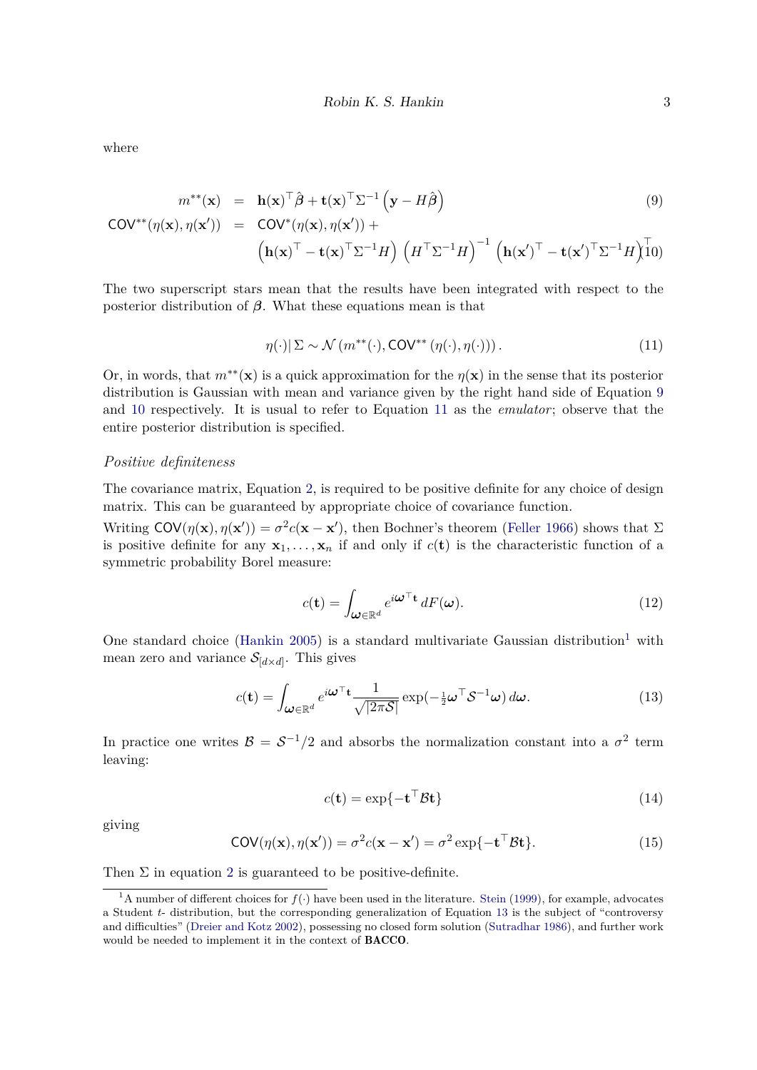where

$$
\begin{aligned}
m^{**}(\mathbf{x}) &= \mathbf{h}(\mathbf{x})^\top \hat{\boldsymbol{\beta}} + \mathbf{t}(\mathbf{x})^\top \Sigma^{-1}\left(\mathbf{y} - H\hat{\boldsymbol{\beta}}\right) &(9)\\
\mathsf{COV}^{**}(\eta(\mathbf{x}),\eta(\mathbf{x}')) &= \mathsf{COV}^{*}(\eta(\mathbf{x}),\eta(\mathbf{x}')) + \\
&\quad \left(\mathbf{h}(\mathbf{x})^\top - \mathbf{t}(\mathbf{x})^\top \Sigma^{-1} H\right)\left(H^\top \Sigma^{-1} H\right)^{-1}\left(\mathbf{h}(\mathbf{x}')^\top - \mathbf{t}(\mathbf{x}')^\top \Sigma^{-1} H\right)^\top &(10)
\end{aligned}
$$

The two superscript stars mean that the results have been integrated with respect to the posterior distribution of $\boldsymbol{\beta}$. What these equations mean is that

$$
\eta(\cdot)|\,\Sigma \sim \mathcal{N}\left(m^{**}(\cdot), \mathsf{COV}^{**}\left(\eta(\cdot),\eta(\cdot)\right)\right). \tag{11}
$$

Or, in words, that $m^{**}(\mathbf{x})$ is a quick approximation for the $\eta(\mathbf{x})$ in the sense that its posterior distribution is Gaussian with mean and variance given by the right hand side of Equation 9 and 10 respectively. It is usual to refer to Equation 11 as the *emulator*; observe that the entire posterior distribution is specified.

*Positive definiteness*

The covariance matrix, Equation 2, is required to be positive definite for any choice of design matrix. This can be guaranteed by appropriate choice of covariance function.

Writing $\mathsf{COV}(\eta(\mathbf{x}),\eta(\mathbf{x}')) = \sigma^2 c(\mathbf{x}-\mathbf{x}')$, then Bochner's theorem (Feller 1966) shows that $\Sigma$ is positive definite for any $\mathbf{x}_1,\ldots,\mathbf{x}_n$ if and only if $c(\mathbf{t})$ is the characteristic function of a symmetric probability Borel measure:

$$
c(\mathbf{t}) = \int_{\boldsymbol{\omega}\in\mathbb{R}^d} e^{i\boldsymbol{\omega}^\top \mathbf{t}}\, dF(\boldsymbol{\omega}). \tag{12}
$$

One standard choice (Hankin 2005) is a standard multivariate Gaussian distribution[1] with mean zero and variance $\mathcal{S}_{[d\times d]}$. This gives

$$
c(\mathbf{t}) = \int_{\boldsymbol{\omega}\in\mathbb{R}^d} e^{i\boldsymbol{\omega}^\top \mathbf{t}} \frac{1}{\sqrt{|2\pi\mathcal{S}|}} \exp(-\tfrac{1}{2}\boldsymbol{\omega}^\top \mathcal{S}^{-1}\boldsymbol{\omega})\, d\boldsymbol{\omega}. \tag{13}
$$

In practice one writes $\mathcal{B} = \mathcal{S}^{-1}/2$ and absorbs the normalization constant into a $\sigma^2$ term leaving:

$$
c(\mathbf{t}) = \exp\{-\mathbf{t}^\top \mathcal{B}\mathbf{t}\} \tag{14}
$$

giving

$$
\mathsf{COV}(\eta(\mathbf{x}),\eta(\mathbf{x}')) = \sigma^2 c(\mathbf{x}-\mathbf{x}') = \sigma^2 \exp\{-\mathbf{t}^\top \mathcal{B}\mathbf{t}\}. \tag{15}
$$

Then $\Sigma$ in equation 2 is guaranteed to be positive-definite.

[1] A number of different choices for $f(\cdot)$ have been used in the literature. Stein (1999), for example, advocates a Student $t$- distribution, but the corresponding generalization of Equation 13 is the subject of "controversy and difficulties" (Dreier and Kotz 2002), possessing no closed form solution (Sutradhar 1986), and further work would be needed to implement it in the context of **BACCO**.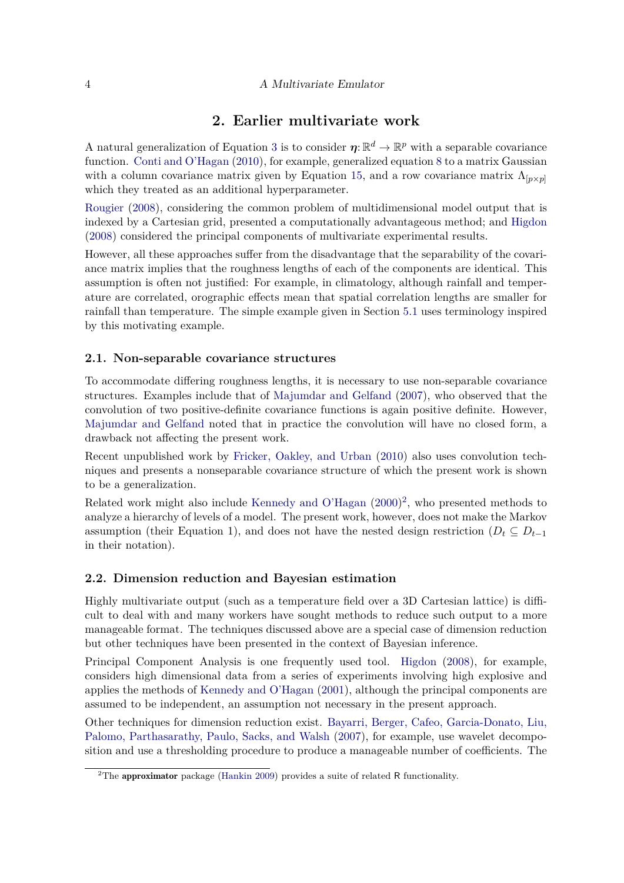## 2. Earlier multivariate work

A natural generalization of Equation 3 is to consider $\boldsymbol{\eta}\colon \mathbb{R}^d \rightarrow \mathbb{R}^p$ with a separable covariance function. Conti and O'Hagan (2010), for example, generalized equation 8 to a matrix Gaussian with a column covariance matrix given by Equation 15, and a row covariance matrix $\Lambda_{[p\times p]}$ which they treated as an additional hyperparameter.

Rougier (2008), considering the common problem of multidimensional model output that is indexed by a Cartesian grid, presented a computationally advantageous method; and Higdon (2008) considered the principal components of multivariate experimental results.

However, all these approaches suffer from the disadvantage that the separability of the covariance matrix implies that the roughness lengths of each of the components are identical. This assumption is often not justified: For example, in climatology, although rainfall and temperature are correlated, orographic effects mean that spatial correlation lengths are smaller for rainfall than temperature. The simple example given in Section 5.1 uses terminology inspired by this motivating example.

### 2.1. Non-separable covariance structures

To accommodate differing roughness lengths, it is necessary to use non-separable covariance structures. Examples include that of Majumdar and Gelfand (2007), who observed that the convolution of two positive-definite covariance functions is again positive definite. However, Majumdar and Gelfand noted that in practice the convolution will have no closed form, a drawback not affecting the present work.

Recent unpublished work by Fricker, Oakley, and Urban (2010) also uses convolution techniques and presents a nonseparable covariance structure of which the present work is shown to be a generalization.

Related work might also include Kennedy and O'Hagan (2000)[2], who presented methods to analyze a hierarchy of levels of a model. The present work, however, does not make the Markov assumption (their Equation 1), and does not have the nested design restriction ($D_t \subseteq D_{t-1}$ in their notation).

### 2.2. Dimension reduction and Bayesian estimation

Highly multivariate output (such as a temperature field over a 3D Cartesian lattice) is difficult to deal with and many workers have sought methods to reduce such output to a more manageable format. The techniques discussed above are a special case of dimension reduction but other techniques have been presented in the context of Bayesian inference.

Principal Component Analysis is one frequently used tool. Higdon (2008), for example, considers high dimensional data from a series of experiments involving high explosive and applies the methods of Kennedy and O'Hagan (2001), although the principal components are assumed to be independent, an assumption not necessary in the present approach.

Other techniques for dimension reduction exist. Bayarri, Berger, Cafeo, Garcia-Donato, Liu, Palomo, Parthasarathy, Paulo, Sacks, and Walsh (2007), for example, use wavelet decomposition and use a thresholding procedure to produce a manageable number of coefficients. The

[2] The **approximator** package (Hankin 2009) provides a suite of related R functionality.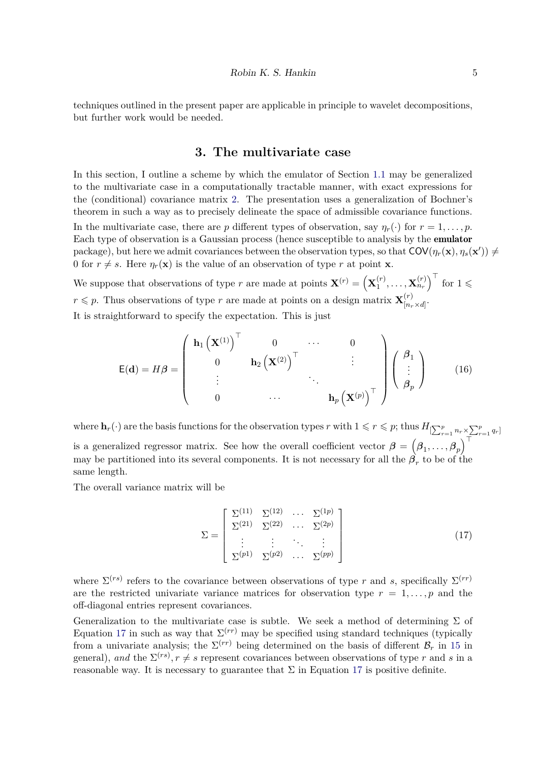techniques outlined in the present paper are applicable in principle to wavelet decompositions, but further work would be needed.

## 3. The multivariate case

In this section, I outline a scheme by which the emulator of Section 1.1 may be generalized to the multivariate case in a computationally tractable manner, with exact expressions for the (conditional) covariance matrix 2. The presentation uses a generalization of Bochner's theorem in such a way as to precisely delineate the space of admissible covariance functions.

In the multivariate case, there are $p$ different types of observation, say $\eta_r(\cdot)$ for $r = 1, \ldots, p$. Each type of observation is a Gaussian process (hence susceptible to analysis by the **emulator** package), but here we admit covariances between the observation types, so that $\mathsf{COV}(\eta_r(\mathbf{x}), \eta_s(\mathbf{x}')) \neq 0$ for $r \neq s$. Here $\eta_r(\mathbf{x})$ is the value of an observation of type $r$ at point $\mathbf{x}$.

We suppose that observations of type $r$ are made at points $\mathbf{X}^{(r)} = \left(\mathbf{X}_1^{(r)}, \ldots, \mathbf{X}_{n_r}^{(r)}\right)^\top$ for $1 \leqslant r \leqslant p$. Thus observations of type $r$ are made at points on a design matrix $\mathbf{X}_{[n_r \times d]}^{(r)}$.

It is straightforward to specify the expectation. This is just

$$
\mathsf{E}(\mathbf{d}) = H\boldsymbol{\beta} = \begin{pmatrix} \mathbf{h}_1\left(\mathbf{X}^{(1)}\right)^\top & 0 & \cdots & 0 \\ 0 & \mathbf{h}_2\left(\mathbf{X}^{(2)}\right)^\top & & \vdots \\ \vdots & & \ddots & \\ 0 & \cdots & & \mathbf{h}_p\left(\mathbf{X}^{(p)}\right)^\top \end{pmatrix} \begin{pmatrix} \boldsymbol{\beta}_1 \\ \vdots \\ \boldsymbol{\beta}_p \end{pmatrix} \tag{16}
$$

where $\mathbf{h}_r(\cdot)$ are the basis functions for the observation types $r$ with $1 \leqslant r \leqslant p$; thus $H_{\left[\sum_{r=1}^p n_r \times \sum_{r=1}^p q_r\right]}$ is a generalized regressor matrix. See how the overall coefficient vector $\boldsymbol{\beta} = \left(\boldsymbol{\beta}_1, \ldots, \boldsymbol{\beta}_p\right)^\top$ may be partitioned into its several components. It is not necessary for all the $\boldsymbol{\beta}_r$ to be of the same length.

The overall variance matrix will be

$$
\Sigma = \begin{bmatrix} \Sigma^{(11)} & \Sigma^{(12)} & \ldots & \Sigma^{(1p)} \\ \Sigma^{(21)} & \Sigma^{(22)} & \ldots & \Sigma^{(2p)} \\ \vdots & \vdots & \ddots & \vdots \\ \Sigma^{(p1)} & \Sigma^{(p2)} & \ldots & \Sigma^{(pp)} \end{bmatrix} \tag{17}
$$

where $\Sigma^{(rs)}$ refers to the covariance between observations of type $r$ and $s$, specifically $\Sigma^{(rr)}$ are the restricted univariate variance matrices for observation type $r = 1, \ldots, p$ and the off-diagonal entries represent covariances.

Generalization to the multivariate case is subtle. We seek a method of determining $\Sigma$ of Equation 17 in such as way that $\Sigma^{(rr)}$ may be specified using standard techniques (typically from a univariate analysis; the $\Sigma^{(rr)}$ being determined on the basis of different $\mathcal{B}_r$ in 15 in general), *and* the $\Sigma^{(rs)}, r \neq s$ represent covariances between observations of type $r$ and $s$ in a reasonable way. It is necessary to guarantee that $\Sigma$ in Equation 17 is positive definite.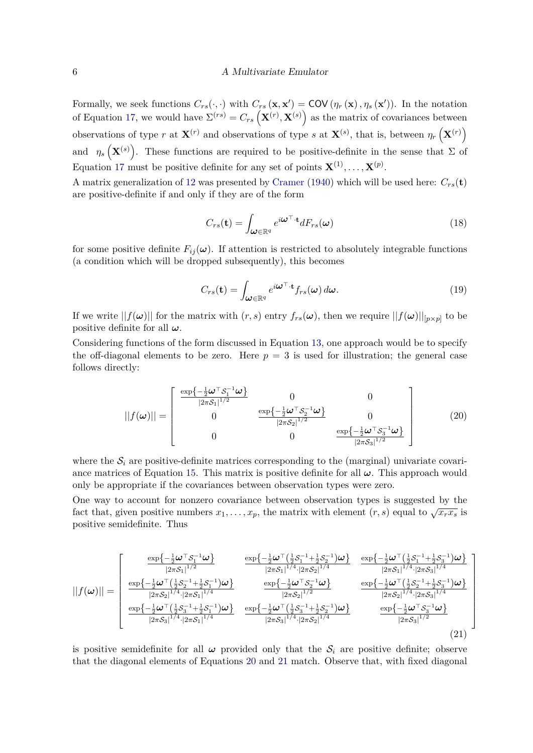Formally, we seek functions $C_{rs}(\cdot, \cdot)$ with $C_{rs}(\mathbf{x}, \mathbf{x}') = \mathsf{COV}(\eta_r(\mathbf{x}), \eta_s(\mathbf{x}'))$. In the notation of Equation 17, we would have $\Sigma^{(rs)} = C_{rs}\left(\mathbf{X}^{(r)}, \mathbf{X}^{(s)}\right)$ as the matrix of covariances between observations of type $r$ at $\mathbf{X}^{(r)}$ and observations of type $s$ at $\mathbf{X}^{(s)}$, that is, between $\eta_r\left(\mathbf{X}^{(r)}\right)$ and $\eta_s\left(\mathbf{X}^{(s)}\right)$. These functions are required to be positive-definite in the sense that $\Sigma$ of Equation 17 must be positive definite for any set of points $\mathbf{X}^{(1)}, \ldots, \mathbf{X}^{(p)}$.

A matrix generalization of 12 was presented by Cramer (1940) which will be used here: $C_{rs}(\mathbf{t})$ are positive-definite if and only if they are of the form

$$C_{rs}(\mathbf{t}) = \int_{\boldsymbol{\omega} \in \mathbb{R}^q} e^{i\boldsymbol{\omega}^\top \cdot \mathbf{t}} dF_{rs}(\boldsymbol{\omega}) \tag{18}$$

for some positive definite $F_{ij}(\boldsymbol{\omega})$. If attention is restricted to absolutely integrable functions (a condition which will be dropped subsequently), this becomes

$$C_{rs}(\mathbf{t}) = \int_{\boldsymbol{\omega} \in \mathbb{R}^q} e^{i\boldsymbol{\omega}^\top \cdot \mathbf{t}} f_{rs}(\boldsymbol{\omega})\, d\boldsymbol{\omega}. \tag{19}$$

If we write $||f(\boldsymbol{\omega})||$ for the matrix with $(r, s)$ entry $f_{rs}(\boldsymbol{\omega})$, then we require $||f(\boldsymbol{\omega})||_{[p\times p]}$ to be positive definite for all $\boldsymbol{\omega}$.

Considering functions of the form discussed in Equation 13, one approach would be to specify the off-diagonal elements to be zero. Here $p = 3$ is used for illustration; the general case follows directly:

$$||f(\boldsymbol{\omega})|| = \begin{bmatrix} \frac{\exp\left\{-\frac{1}{2}\boldsymbol{\omega}^\top \mathcal{S}_1^{-1}\boldsymbol{\omega}\right\}}{|2\pi\mathcal{S}_1|^{1/2}} & 0 & 0 \\ 0 & \frac{\exp\left\{-\frac{1}{2}\boldsymbol{\omega}^\top \mathcal{S}_2^{-1}\boldsymbol{\omega}\right\}}{|2\pi\mathcal{S}_2|^{1/2}} & 0 \\ 0 & 0 & \frac{\exp\left\{-\frac{1}{2}\boldsymbol{\omega}^\top \mathcal{S}_3^{-1}\boldsymbol{\omega}\right\}}{|2\pi\mathcal{S}_3|^{1/2}} \end{bmatrix} \tag{20}$$

where the $\mathcal{S}_i$ are positive-definite matrices corresponding to the (marginal) univariate covariance matrices of Equation 15. This matrix is positive definite for all $\boldsymbol{\omega}$. This approach would only be appropriate if the covariances between observation types were zero.

One way to account for nonzero covariance between observation types is suggested by the fact that, given positive numbers $x_1, \ldots, x_p$, the matrix with element $(r, s)$ equal to $\sqrt{x_r x_s}$ is positive semidefinite. Thus

$$||f(\boldsymbol{\omega})|| = \begin{bmatrix} \frac{\exp\left\{-\frac{1}{2}\boldsymbol{\omega}^\top \mathcal{S}_1^{-1}\boldsymbol{\omega}\right\}}{|2\pi\mathcal{S}_1|^{1/2}} & \frac{\exp\left\{-\frac{1}{2}\boldsymbol{\omega}^\top\left(\frac{1}{2}\mathcal{S}_1^{-1}+\frac{1}{2}\mathcal{S}_2^{-1}\right)\boldsymbol{\omega}\right\}}{|2\pi\mathcal{S}_1|^{1/4}\cdot|2\pi\mathcal{S}_2|^{1/4}} & \frac{\exp\left\{-\frac{1}{2}\boldsymbol{\omega}^\top\left(\frac{1}{2}\mathcal{S}_1^{-1}+\frac{1}{2}\mathcal{S}_3^{-1}\right)\boldsymbol{\omega}\right\}}{|2\pi\mathcal{S}_1|^{1/4}\cdot|2\pi\mathcal{S}_3|^{1/4}} \\ \frac{\exp\left\{-\frac{1}{2}\boldsymbol{\omega}^\top\left(\frac{1}{2}\mathcal{S}_2^{-1}+\frac{1}{2}\mathcal{S}_1^{-1}\right)\boldsymbol{\omega}\right\}}{|2\pi\mathcal{S}_2|^{1/4}\cdot|2\pi\mathcal{S}_1|^{1/4}} & \frac{\exp\left\{-\frac{1}{2}\boldsymbol{\omega}^\top \mathcal{S}_2^{-1}\boldsymbol{\omega}\right\}}{|2\pi\mathcal{S}_2|^{1/2}} & \frac{\exp\left\{-\frac{1}{2}\boldsymbol{\omega}^\top\left(\frac{1}{2}\mathcal{S}_2^{-1}+\frac{1}{2}\mathcal{S}_3^{-1}\right)\boldsymbol{\omega}\right\}}{|2\pi\mathcal{S}_2|^{1/4}\cdot|2\pi\mathcal{S}_3|^{1/4}} \\ \frac{\exp\left\{-\frac{1}{2}\boldsymbol{\omega}^\top\left(\frac{1}{2}\mathcal{S}_3^{-1}+\frac{1}{2}\mathcal{S}_1^{-1}\right)\boldsymbol{\omega}\right\}}{|2\pi\mathcal{S}_3|^{1/4}\cdot|2\pi\mathcal{S}_1|^{1/4}} & \frac{\exp\left\{-\frac{1}{2}\boldsymbol{\omega}^\top\left(\frac{1}{2}\mathcal{S}_3^{-1}+\frac{1}{2}\mathcal{S}_2^{-1}\right)\boldsymbol{\omega}\right\}}{|2\pi\mathcal{S}_3|^{1/4}\cdot|2\pi\mathcal{S}_2|^{1/4}} & \frac{\exp\left\{-\frac{1}{2}\boldsymbol{\omega}^\top \mathcal{S}_3^{-1}\boldsymbol{\omega}\right\}}{|2\pi\mathcal{S}_3|^{1/2}} \end{bmatrix} \tag{21}$$

is positive semidefinite for all $\boldsymbol{\omega}$ provided only that the $\mathcal{S}_i$ are positive definite; observe that the diagonal elements of Equations 20 and 21 match. Observe that, with fixed diagonal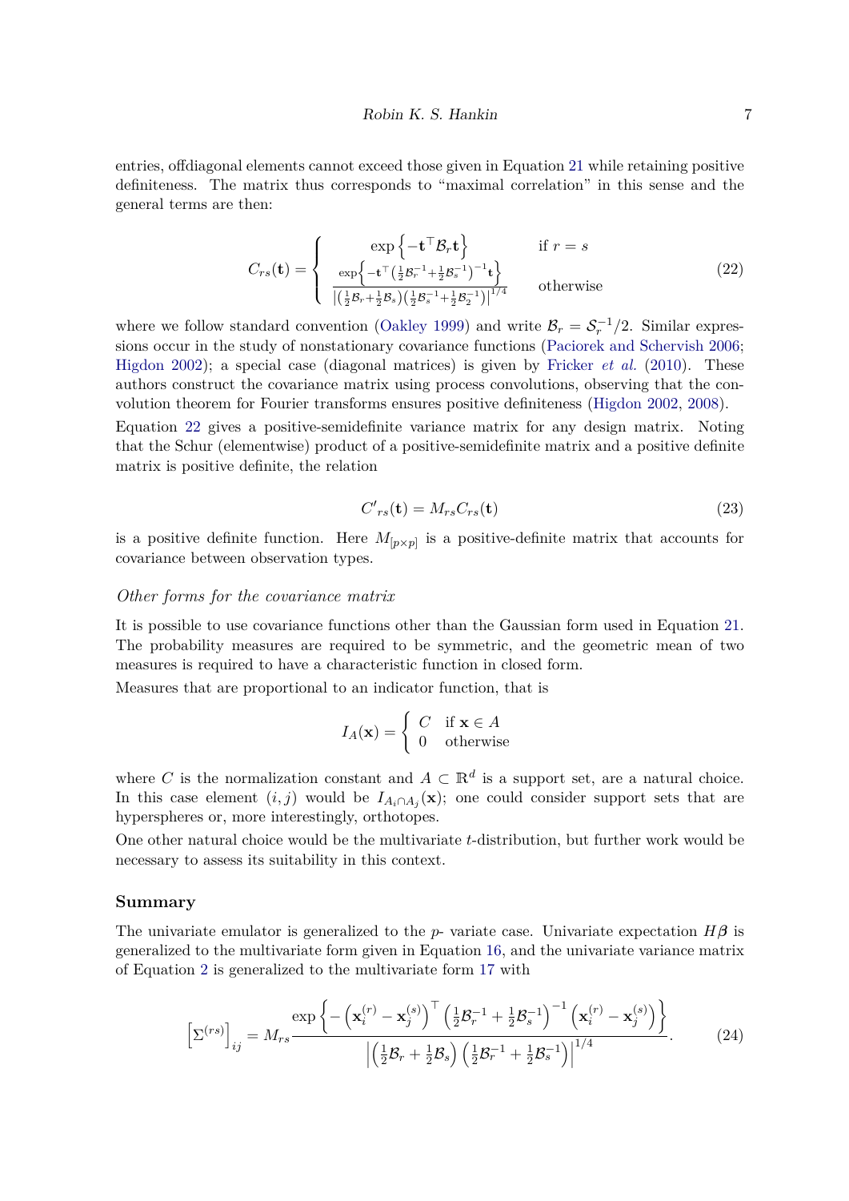entries, offdiagonal elements cannot exceed those given in Equation 21 while retaining positive definiteness. The matrix thus corresponds to "maximal correlation" in this sense and the general terms are then:

$$
C_{rs}(\mathbf{t}) = \begin{cases} \exp\left\{-\mathbf{t}^\top \mathcal{B}_r \mathbf{t}\right\} & \text{if } r = s \\ \dfrac{\exp\left\{-\mathbf{t}^\top \left(\frac{1}{2}\mathcal{B}_r^{-1} + \frac{1}{2}\mathcal{B}_s^{-1}\right)^{-1} \mathbf{t}\right\}}{\left|\left(\frac{1}{2}\mathcal{B}_r + \frac{1}{2}\mathcal{B}_s\right)\left(\frac{1}{2}\mathcal{B}_s^{-1} + \frac{1}{2}\mathcal{B}_2^{-1}\right)\right|^{1/4}} & \text{otherwise} \end{cases} \tag{22}
$$

where we follow standard convention (Oakley 1999) and write $\mathcal{B}_r = \mathcal{S}_r^{-1}/2$. Similar expressions occur in the study of nonstationary covariance functions (Paciorek and Schervish 2006; Higdon 2002); a special case (diagonal matrices) is given by Fricker *et al.* (2010). These authors construct the covariance matrix using process convolutions, observing that the convolution theorem for Fourier transforms ensures positive definiteness (Higdon 2002, 2008).

Equation 22 gives a positive-semidefinite variance matrix for any design matrix. Noting that the Schur (elementwise) product of a positive-semidefinite matrix and a positive definite matrix is positive definite, the relation

$$
{C'}_{rs}(\mathbf{t}) = M_{rs} C_{rs}(\mathbf{t}) \tag{23}
$$

is a positive definite function. Here $M_{[p \times p]}$ is a positive-definite matrix that accounts for covariance between observation types.

### *Other forms for the covariance matrix*

It is possible to use covariance functions other than the Gaussian form used in Equation 21. The probability measures are required to be symmetric, and the geometric mean of two measures is required to have a characteristic function in closed form.

Measures that are proportional to an indicator function, that is

$$
I_A(\mathbf{x}) = \begin{cases} C & \text{if } \mathbf{x} \in A \\ 0 & \text{otherwise} \end{cases}
$$

where $C$ is the normalization constant and $A \subset \mathbb{R}^d$ is a support set, are a natural choice. In this case element $(i, j)$ would be $I_{A_i \cap A_j}(\mathbf{x})$; one could consider support sets that are hyperspheres or, more interestingly, orthotopes.

One other natural choice would be the multivariate $t$-distribution, but further work would be necessary to assess its suitability in this context.

## Summary

The univariate emulator is generalized to the $p$- variate case. Univariate expectation $H\boldsymbol{\beta}$ is generalized to the multivariate form given in Equation 16, and the univariate variance matrix of Equation 2 is generalized to the multivariate form 17 with

$$
\left[\Sigma^{(rs)}\right]_{ij} = M_{rs} \frac{\exp\left\{-\left(\mathbf{x}_i^{(r)} - \mathbf{x}_j^{(s)}\right)^\top \left(\frac{1}{2}\mathcal{B}_r^{-1} + \frac{1}{2}\mathcal{B}_s^{-1}\right)^{-1} \left(\mathbf{x}_i^{(r)} - \mathbf{x}_j^{(s)}\right)\right\}}{\left|\left(\frac{1}{2}\mathcal{B}_r + \frac{1}{2}\mathcal{B}_s\right)\left(\frac{1}{2}\mathcal{B}_r^{-1} + \frac{1}{2}\mathcal{B}_s^{-1}\right)\right|^{1/4}}. \tag{24}
$$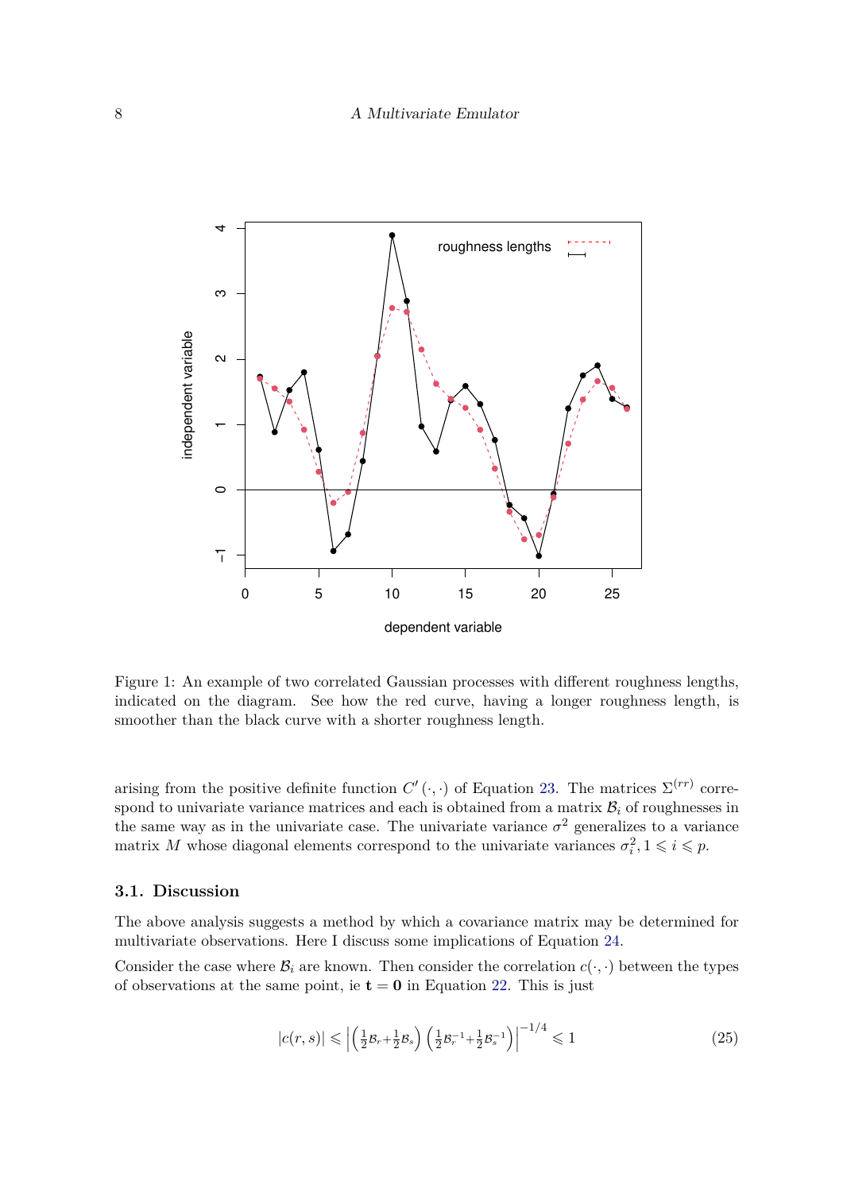Figure 1: An example of two correlated Gaussian processes with different roughness lengths, indicated on the diagram. See how the red curve, having a longer roughness length, is smoother than the black curve with a shorter roughness length.

arising from the positive definite function $C'(\cdot,\cdot)$ of Equation 23. The matrices $\Sigma^{(rr)}$ correspond to univariate variance matrices and each is obtained from a matrix $\mathcal{B}_i$ of roughnesses in the same way as in the univariate case. The univariate variance $\sigma^2$ generalizes to a variance matrix $M$ whose diagonal elements correspond to the univariate variances $\sigma_i^2, 1 \leqslant i \leqslant p$.

### 3.1. Discussion

The above analysis suggests a method by which a covariance matrix may be determined for multivariate observations. Here I discuss some implications of Equation 24.

Consider the case where $\mathcal{B}_i$ are known. Then consider the correlation $c(\cdot,\cdot)$ between the types of observations at the same point, ie $\mathbf{t} = \mathbf{0}$ in Equation 22. This is just

$$|c(r,s)| \leqslant \left| \left(\tfrac{1}{2}\mathcal{B}_r + \tfrac{1}{2}\mathcal{B}_s\right) \left(\tfrac{1}{2}\mathcal{B}_r^{-1} + \tfrac{1}{2}\mathcal{B}_s^{-1}\right) \right|^{-1/4} \leqslant 1 \tag{25}$$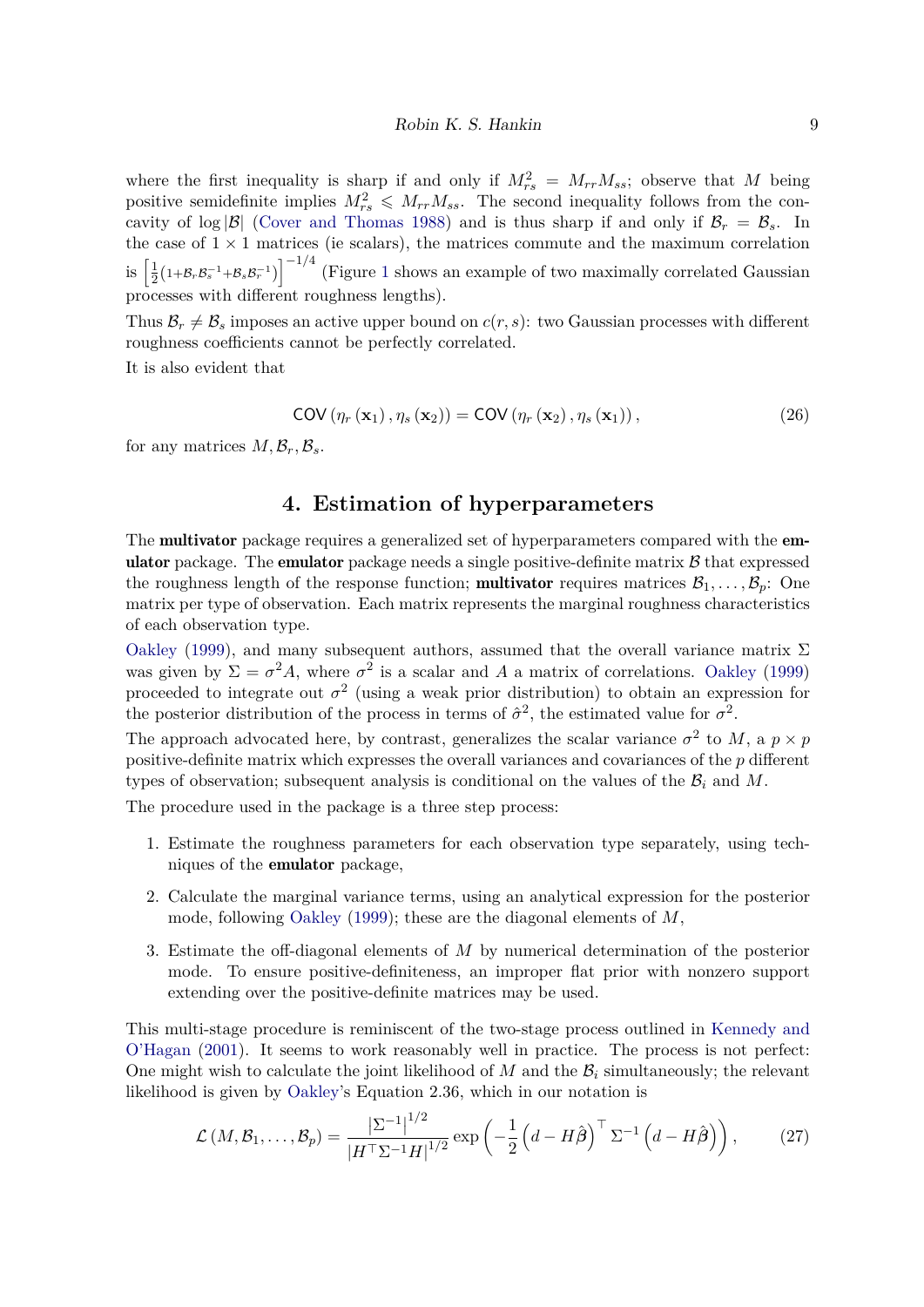where the first inequality is sharp if and only if $M_{rs}^2 = M_{rr}M_{ss}$; observe that $M$ being positive semidefinite implies $M_{rs}^2 \leqslant M_{rr}M_{ss}$. The second inequality follows from the concavity of $\log|\mathcal{B}|$ (Cover and Thomas 1988) and is thus sharp if and only if $\mathcal{B}_r = \mathcal{B}_s$. In the case of $1 \times 1$ matrices (ie scalars), the matrices commute and the maximum correlation is $\left[\frac{1}{2}\left(1+\mathcal{B}_r\mathcal{B}_s^{-1}+\mathcal{B}_s\mathcal{B}_r^{-1}\right)\right]^{-1/4}$ (Figure 1 shows an example of two maximally correlated Gaussian processes with different roughness lengths).

Thus $\mathcal{B}_r \neq \mathcal{B}_s$ imposes an active upper bound on $c(r,s)$: two Gaussian processes with different roughness coefficients cannot be perfectly correlated.

It is also evident that

$$\mathsf{COV}\left(\eta_r\left(\mathbf{x}_1\right), \eta_s\left(\mathbf{x}_2\right)\right) = \mathsf{COV}\left(\eta_r\left(\mathbf{x}_2\right), \eta_s\left(\mathbf{x}_1\right)\right), \tag{26}$$

for any matrices $M, \mathcal{B}_r, \mathcal{B}_s$.

## 4. Estimation of hyperparameters

The **multivator** package requires a generalized set of hyperparameters compared with the **emulator** package. The **emulator** package needs a single positive-definite matrix $\mathcal{B}$ that expressed the roughness length of the response function; **multivator** requires matrices $\mathcal{B}_1, \ldots, \mathcal{B}_p$: One matrix per type of observation. Each matrix represents the marginal roughness characteristics of each observation type.

Oakley (1999), and many subsequent authors, assumed that the overall variance matrix $\Sigma$ was given by $\Sigma = \sigma^2 A$, where $\sigma^2$ is a scalar and $A$ a matrix of correlations. Oakley (1999) proceeded to integrate out $\sigma^2$ (using a weak prior distribution) to obtain an expression for the posterior distribution of the process in terms of $\hat{\sigma}^2$, the estimated value for $\sigma^2$.

The approach advocated here, by contrast, generalizes the scalar variance $\sigma^2$ to $M$, a $p \times p$ positive-definite matrix which expresses the overall variances and covariances of the $p$ different types of observation; subsequent analysis is conditional on the values of the $\mathcal{B}_i$ and $M$.

The procedure used in the package is a three step process:

1. Estimate the roughness parameters for each observation type separately, using techniques of the **emulator** package,
2. Calculate the marginal variance terms, using an analytical expression for the posterior mode, following Oakley (1999); these are the diagonal elements of $M$,
3. Estimate the off-diagonal elements of $M$ by numerical determination of the posterior mode. To ensure positive-definiteness, an improper flat prior with nonzero support extending over the positive-definite matrices may be used.

This multi-stage procedure is reminiscent of the two-stage process outlined in Kennedy and O'Hagan (2001). It seems to work reasonably well in practice. The process is not perfect: One might wish to calculate the joint likelihood of $M$ and the $\mathcal{B}_i$ simultaneously; the relevant likelihood is given by Oakley's Equation 2.36, which in our notation is

$$\mathcal{L}\left(M, \mathcal{B}_1, \ldots, \mathcal{B}_p\right) = \frac{\left|\Sigma^{-1}\right|^{1/2}}{\left|H^\top \Sigma^{-1} H\right|^{1/2}} \exp\left(-\frac{1}{2}\left(d - H\hat{\beta}\right)^\top \Sigma^{-1}\left(d - H\hat{\beta}\right)\right), \tag{27}$$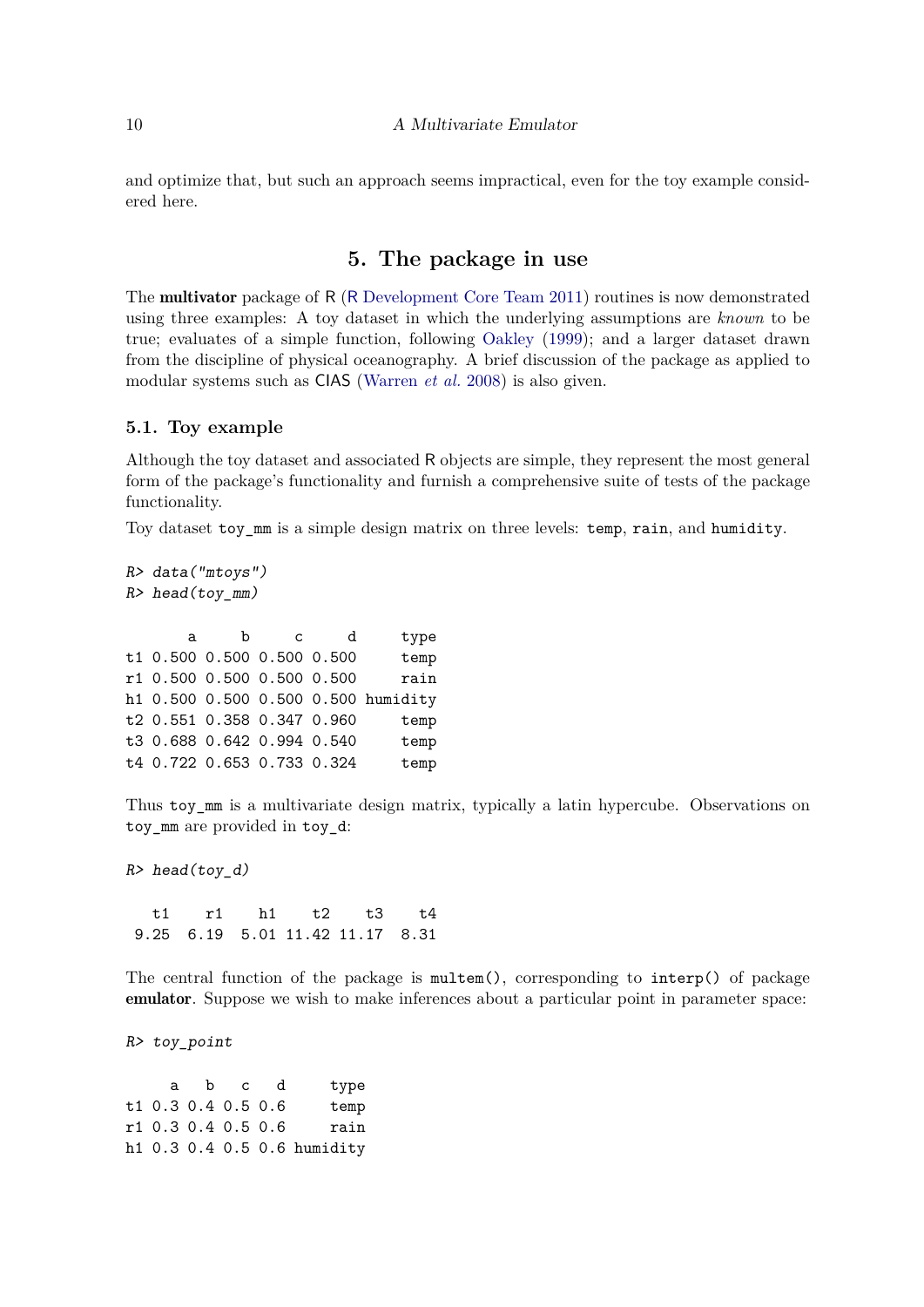and optimize that, but such an approach seems impractical, even for the toy example considered here.

## 5. The package in use

The **multivator** package of R (R Development Core Team 2011) routines is now demonstrated using three examples: A toy dataset in which the underlying assumptions are *known* to be true; evaluates of a simple function, following Oakley (1999); and a larger dataset drawn from the discipline of physical oceanography. A brief discussion of the package as applied to modular systems such as CIAS (Warren *et al.* 2008) is also given.

### 5.1. Toy example

Although the toy dataset and associated R objects are simple, they represent the most general form of the package's functionality and furnish a comprehensive suite of tests of the package functionality.

Toy dataset `toy_mm` is a simple design matrix on three levels: `temp`, `rain`, and `humidity`.

```
R> data("mtoys")
R> head(toy_mm)

       a     b     c     d     type
t1 0.500 0.500 0.500 0.500     temp
r1 0.500 0.500 0.500 0.500     rain
h1 0.500 0.500 0.500 0.500 humidity
t2 0.551 0.358 0.347 0.960     temp
t3 0.688 0.642 0.994 0.540     temp
t4 0.722 0.653 0.733 0.324     temp
```

Thus `toy_mm` is a multivariate design matrix, typically a latin hypercube. Observations on `toy_mm` are provided in `toy_d`:

```
R> head(toy_d)

   t1    r1    h1    t2    t3    t4
 9.25  6.19  5.01 11.42 11.17  8.31
```

The central function of the package is `multem()`, corresponding to `interp()` of package **emulator**. Suppose we wish to make inferences about a particular point in parameter space:

```
R> toy_point

     a   b   c   d     type
t1 0.3 0.4 0.5 0.6     temp
r1 0.3 0.4 0.5 0.6     rain
h1 0.3 0.4 0.5 0.6 humidity
```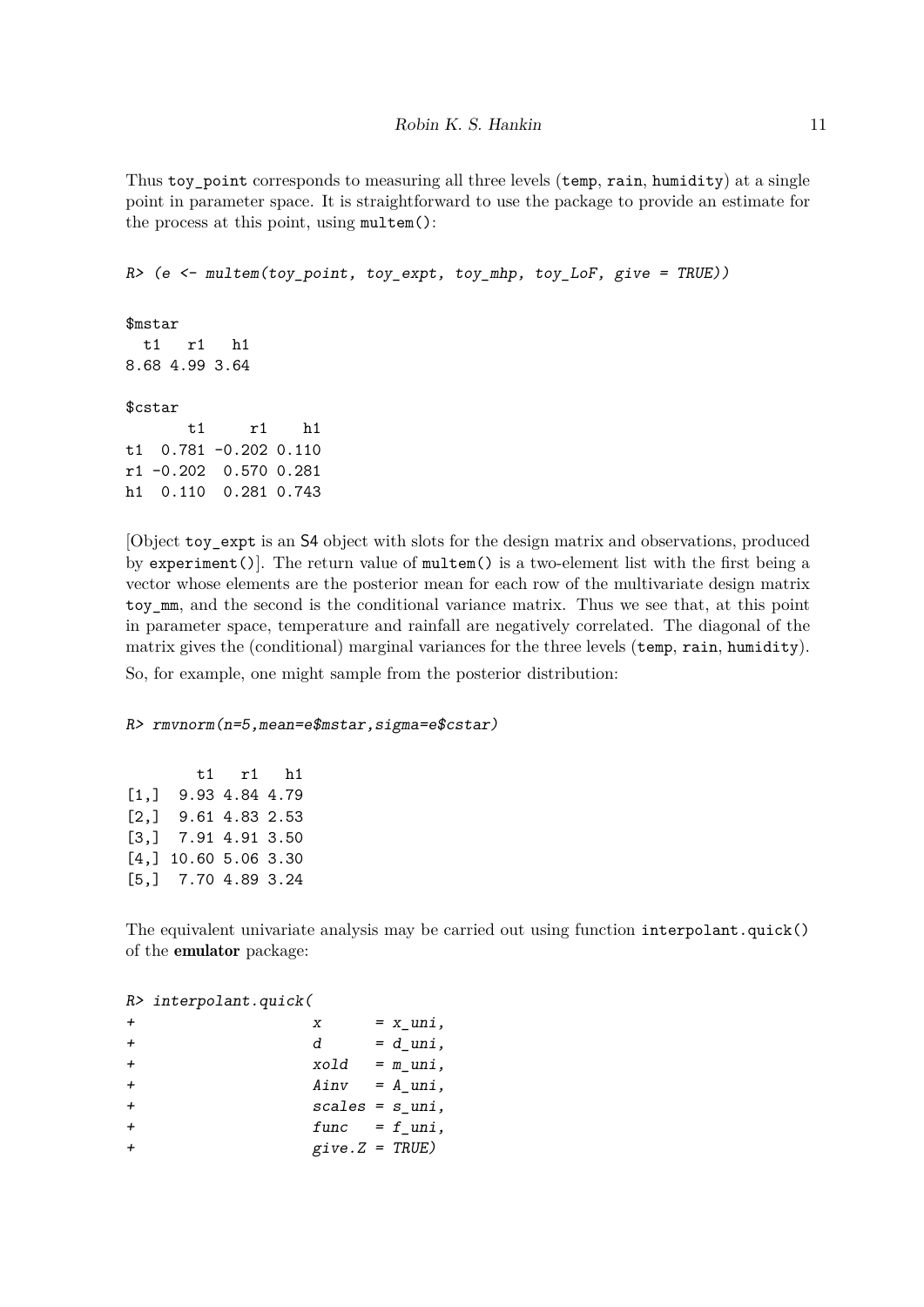Thus `toy_point` corresponds to measuring all three levels (`temp`, `rain`, `humidity`) at a single point in parameter space. It is straightforward to use the package to provide an estimate for the process at this point, using `multem()`:

```
R> (e <- multem(toy_point, toy_expt, toy_mhp, toy_LoF, give = TRUE))

$mstar
  t1   r1   h1
8.68 4.99 3.64

$cstar
       t1     r1    h1
t1  0.781 -0.202 0.110
r1 -0.202  0.570 0.281
h1  0.110  0.281 0.743
```

[Object `toy_expt` is an S4 object with slots for the design matrix and observations, produced by `experiment()`]. The return value of `multem()` is a two-element list with the first being a vector whose elements are the posterior mean for each row of the multivariate design matrix `toy_mm`, and the second is the conditional variance matrix. Thus we see that, at this point in parameter space, temperature and rainfall are negatively correlated. The diagonal of the matrix gives the (conditional) marginal variances for the three levels (`temp`, `rain`, `humidity`).

So, for example, one might sample from the posterior distribution:

```
R> rmvnorm(n=5,mean=e$mstar,sigma=e$cstar)

        t1   r1   h1
[1,]  9.93 4.84 4.79
[2,]  9.61 4.83 2.53
[3,]  7.91 4.91 3.50
[4,] 10.60 5.06 3.30
[5,]  7.70 4.89 3.24
```

The equivalent univariate analysis may be carried out using function `interpolant.quick()` of the **emulator** package:

```
R> interpolant.quick(
+                   x      = x_uni,
+                   d      = d_uni,
+                   xold   = m_uni,
+                   Ainv   = A_uni,
+                   scales = s_uni,
+                   func   = f_uni,
+                   give.Z = TRUE)
```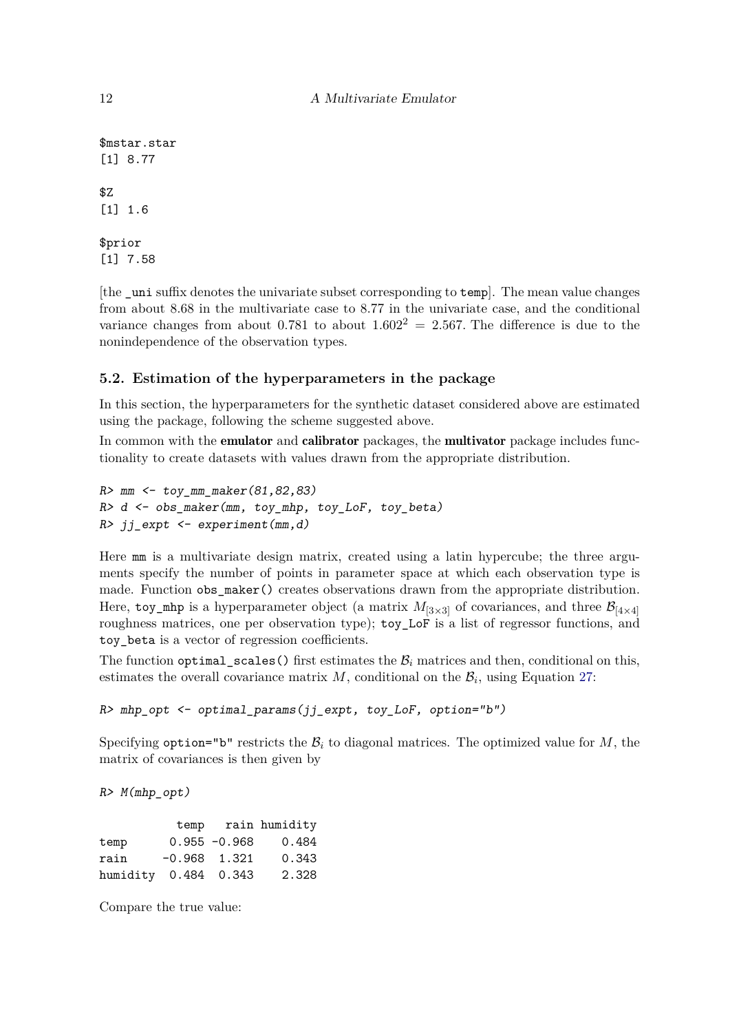```
$mstar.star
[1] 8.77

$Z
[1] 1.6

$prior
[1] 7.58
```

[the `_uni` suffix denotes the univariate subset corresponding to `temp`]. The mean value changes from about 8.68 in the multivariate case to 8.77 in the univariate case, and the conditional variance changes from about 0.781 to about $1.602^2 = 2.567$. The difference is due to the nonindependence of the observation types.

### 5.2. Estimation of the hyperparameters in the package

In this section, the hyperparameters for the synthetic dataset considered above are estimated using the package, following the scheme suggested above.

In common with the **emulator** and **calibrator** packages, the **multivator** package includes functionality to create datasets with values drawn from the appropriate distribution.

```
R> mm <- toy_mm_maker(81,82,83)
R> d <- obs_maker(mm, toy_mhp, toy_LoF, toy_beta)
R> jj_expt <- experiment(mm,d)
```

Here `mm` is a multivariate design matrix, created using a latin hypercube; the three arguments specify the number of points in parameter space at which each observation type is made. Function `obs_maker()` creates observations drawn from the appropriate distribution. Here, `toy_mhp` is a hyperparameter object (a matrix $M_{[3\times3]}$ of covariances, and three $\mathcal{B}_{[4\times4]}$ roughness matrices, one per observation type); `toy_LoF` is a list of regressor functions, and `toy_beta` is a vector of regression coefficients.

The function `optimal_scales()` first estimates the $\mathcal{B}_i$ matrices and then, conditional on this, estimates the overall covariance matrix $M$, conditional on the $\mathcal{B}_i$, using Equation 27:

```
R> mhp_opt <- optimal_params(jj_expt, toy_LoF, option="b")
```

Specifying `option="b"` restricts the $\mathcal{B}_i$ to diagonal matrices. The optimized value for $M$, the matrix of covariances is then given by

```
R> M(mhp_opt)

           temp   rain humidity
temp      0.955 -0.968    0.484
rain     -0.968  1.321    0.343
humidity  0.484  0.343    2.328
```

Compare the true value: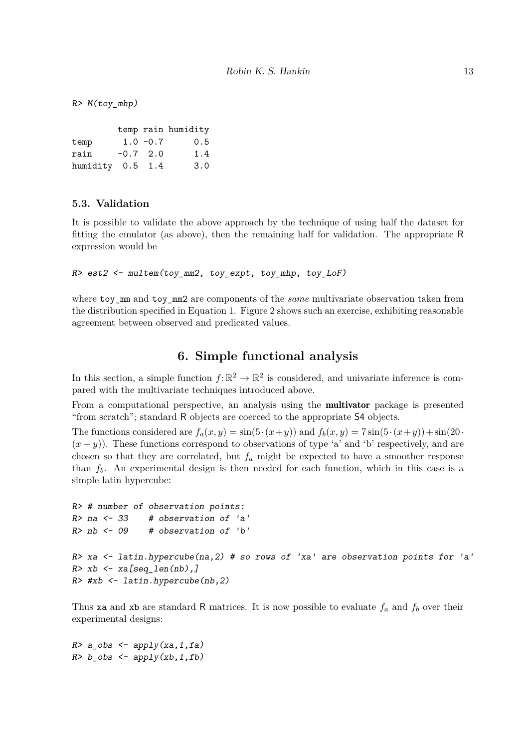```
R> M(toy_mhp)

         temp rain humidity
temp      1.0 -0.7      0.5
rain     -0.7  2.0      1.4
humidity  0.5  1.4      3.0
```

### 5.3. Validation

It is possible to validate the above approach by the technique of using half the dataset for fitting the emulator (as above), then the remaining half for validation. The appropriate R expression would be

```
R> est2 <- multem(toy_mm2, toy_expt, toy_mhp, toy_LoF)
```

where toy_mm and toy_mm2 are components of the *same* multivariate observation taken from the distribution specified in Equation 1. Figure 2 shows such an exercise, exhibiting reasonable agreement between observed and predicated values.

## 6. Simple functional analysis

In this section, a simple function $f\colon \mathbb{R}^2 \to \mathbb{R}^2$ is considered, and univariate inference is compared with the multivariate techniques introduced above.

From a computational perspective, an analysis using the **multivator** package is presented "from scratch"; standard R objects are coerced to the appropriate S4 objects.

The functions considered are $f_a(x, y) = \sin(5 \cdot (x+y))$ and $f_b(x, y) = 7\sin(5 \cdot (x+y)) + \sin(20 \cdot (x-y))$. These functions correspond to observations of type 'a' and 'b' respectively, and are chosen so that they are correlated, but $f_a$ might be expected to have a smoother response than $f_b$. An experimental design is then needed for each function, which in this case is a simple latin hypercube:

```
R> # number of observation points:
R> na <- 33    # observation of 'a'
R> nb <- 09    # observation of 'b'

R> xa <- latin.hypercube(na,2) # so rows of 'xa' are observation points for 'a'
R> xb <- xa[seq_len(nb),]
R> #xb <- latin.hypercube(nb,2)
```

Thus xa and xb are standard R matrices. It is now possible to evaluate $f_a$ and $f_b$ over their experimental designs:

```
R> a_obs <- apply(xa,1,fa)
R> b_obs <- apply(xb,1,fb)
```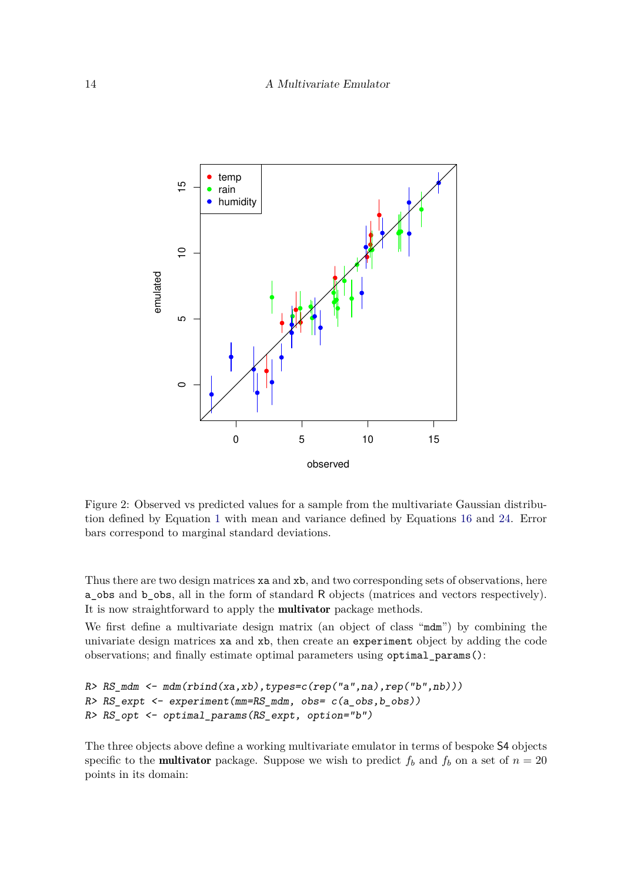Figure 2: Observed vs predicted values for a sample from the multivariate Gaussian distribution defined by Equation 1 with mean and variance defined by Equations 16 and 24. Error bars correspond to marginal standard deviations.

Thus there are two design matrices xa and xb, and two corresponding sets of observations, here a_obs and b_obs, all in the form of standard R objects (matrices and vectors respectively). It is now straightforward to apply the **multivator** package methods.

We first define a multivariate design matrix (an object of class "mdm") by combining the univariate design matrices xa and xb, then create an experiment object by adding the code observations; and finally estimate optimal parameters using optimal_params():

```
R> RS_mdm <- mdm(rbind(xa,xb),types=c(rep("a",na),rep("b",nb)))
R> RS_expt <- experiment(mm=RS_mdm, obs= c(a_obs,b_obs))
R> RS_opt <- optimal_params(RS_expt, option="b")
```

The three objects above define a working multivariate emulator in terms of bespoke S4 objects specific to the **multivator** package. Suppose we wish to predict $f_b$ and $f_b$ on a set of $n = 20$ points in its domain: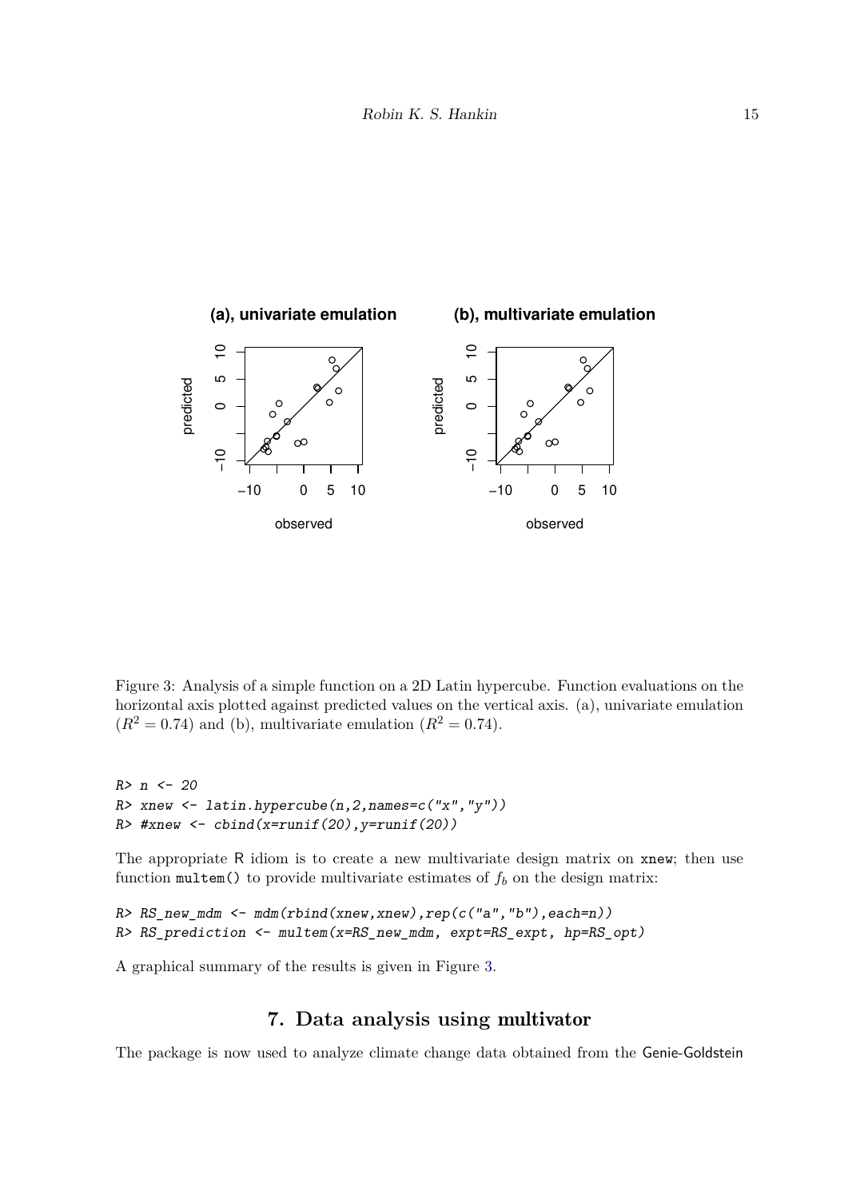Figure 3: Analysis of a simple function on a 2D Latin hypercube. Function evaluations on the horizontal axis plotted against predicted values on the vertical axis. (a), univariate emulation ($R^2 = 0.74$) and (b), multivariate emulation ($R^2 = 0.74$).

```
R> n <- 20
R> xnew <- latin.hypercube(n,2,names=c("x","y"))
R> #xnew <- cbind(x=runif(20),y=runif(20))
```

The appropriate R idiom is to create a new multivariate design matrix on `xnew`; then use function `multem()` to provide multivariate estimates of $f_b$ on the design matrix:

```
R> RS_new_mdm <- mdm(rbind(xnew,xnew),rep(c("a","b"),each=n))
R> RS_prediction <- multem(x=RS_new_mdm, expt=RS_expt, hp=RS_opt)
```

A graphical summary of the results is given in Figure 3.

## 7. Data analysis using multivator

The package is now used to analyze climate change data obtained from the Genie-Goldstein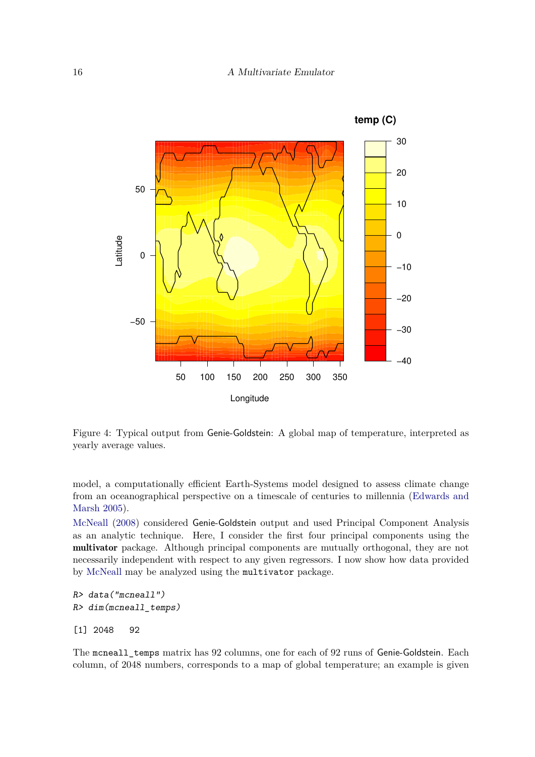Figure 4: Typical output from Genie-Goldstein: A global map of temperature, interpreted as yearly average values.

model, a computationally efficient Earth-Systems model designed to assess climate change from an oceanographical perspective on a timescale of centuries to millennia (Edwards and Marsh 2005).

McNeall (2008) considered Genie-Goldstein output and used Principal Component Analysis as an analytic technique. Here, I consider the first four principal components using the **multivator** package. Although principal components are mutually orthogonal, they are not necessarily independent with respect to any given regressors. I now show how data provided by McNeall may be analyzed using the `multivator` package.

```
R> data("mcneall")
R> dim(mcneall_temps)
```

```
[1] 2048   92
```

The `mcneall_temps` matrix has 92 columns, one for each of 92 runs of Genie-Goldstein. Each column, of 2048 numbers, corresponds to a map of global temperature; an example is given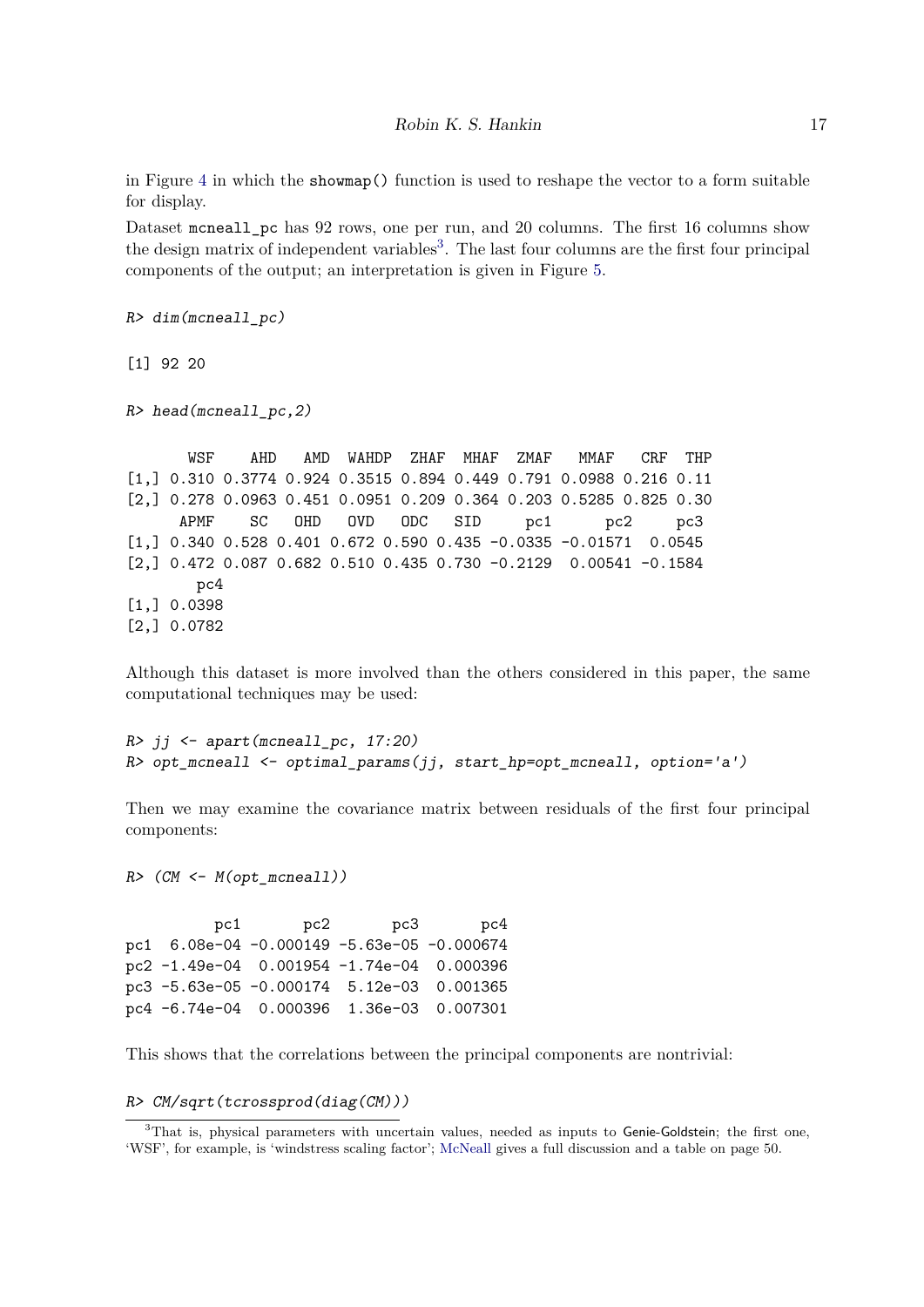in Figure 4 in which the `showmap()` function is used to reshape the vector to a form suitable for display.

Dataset `mcneall_pc` has 92 rows, one per run, and 20 columns. The first 16 columns show the design matrix of independent variables[3]. The last four columns are the first four principal components of the output; an interpretation is given in Figure 5.

```
R> dim(mcneall_pc)

[1] 92 20

R> head(mcneall_pc,2)

       WSF    AHD   AMD  WAHDP  ZHAF  MHAF  ZMAF   MMAF   CRF  THP
[1,] 0.310 0.3774 0.924 0.3515 0.894 0.449 0.791 0.0988 0.216 0.11
[2,] 0.278 0.0963 0.451 0.0951 0.209 0.364 0.203 0.5285 0.825 0.30
      APMF    SC   OHD   OVD   ODC   SID     pc1      pc2     pc3
[1,] 0.340 0.528 0.401 0.672 0.590 0.435 -0.0335 -0.01571  0.0545
[2,] 0.472 0.087 0.682 0.510 0.435 0.730 -0.2129  0.00541 -0.1584
        pc4
[1,] 0.0398
[2,] 0.0782
```

Although this dataset is more involved than the others considered in this paper, the same computational techniques may be used:

```
R> jj <- apart(mcneall_pc, 17:20)
R> opt_mcneall <- optimal_params(jj, start_hp=opt_mcneall, option='a')
```

Then we may examine the covariance matrix between residuals of the first four principal components:

```
R> (CM <- M(opt_mcneall))

          pc1       pc2       pc3       pc4
pc1  6.08e-04 -0.000149 -5.63e-05 -0.000674
pc2 -1.49e-04  0.001954 -1.74e-04  0.000396
pc3 -5.63e-05 -0.000174  5.12e-03  0.001365
pc4 -6.74e-04  0.000396  1.36e-03  0.007301
```

This shows that the correlations between the principal components are nontrivial:

```
R> CM/sqrt(tcrossprod(diag(CM)))
```

[3]That is, physical parameters with uncertain values, needed as inputs to Genie-Goldstein; the first one, 'WSF', for example, is 'windstress scaling factor'; McNeall gives a full discussion and a table on page 50.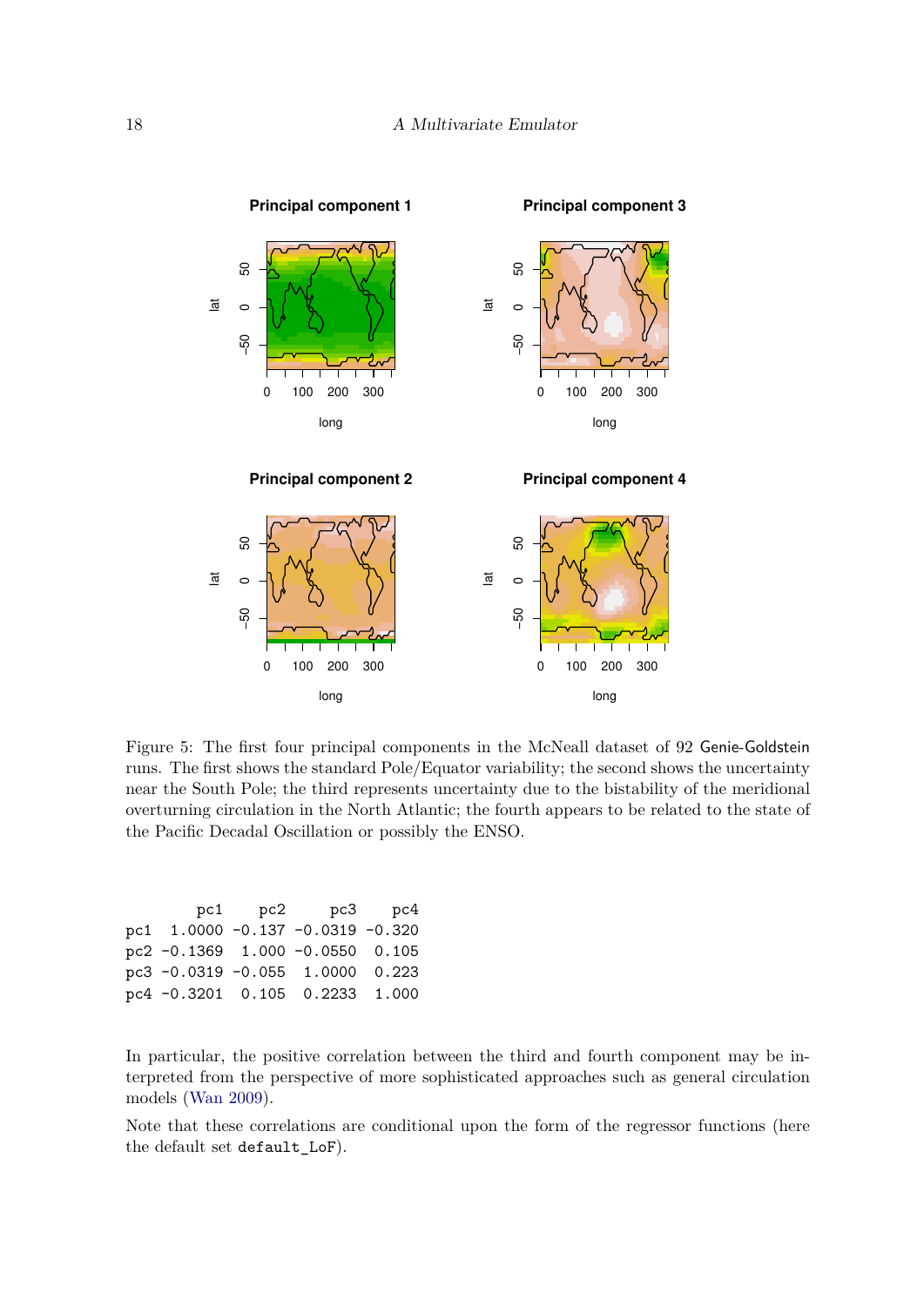Figure 5: The first four principal components in the McNeall dataset of 92 Genie-Goldstein runs. The first shows the standard Pole/Equator variability; the second shows the uncertainty near the South Pole; the third represents uncertainty due to the bistability of the meridional overturning circulation in the North Atlantic; the fourth appears to be related to the state of the Pacific Decadal Oscillation or possibly the ENSO.

```
        pc1    pc2     pc3    pc4
pc1  1.0000 -0.137 -0.0319 -0.320
pc2 -0.1369  1.000 -0.0550  0.105
pc3 -0.0319 -0.055  1.0000  0.223
pc4 -0.3201  0.105  0.2233  1.000
```

In particular, the positive correlation between the third and fourth component may be interpreted from the perspective of more sophisticated approaches such as general circulation models (Wan 2009).

Note that these correlations are conditional upon the form of the regressor functions (here the default set `default_LoF`).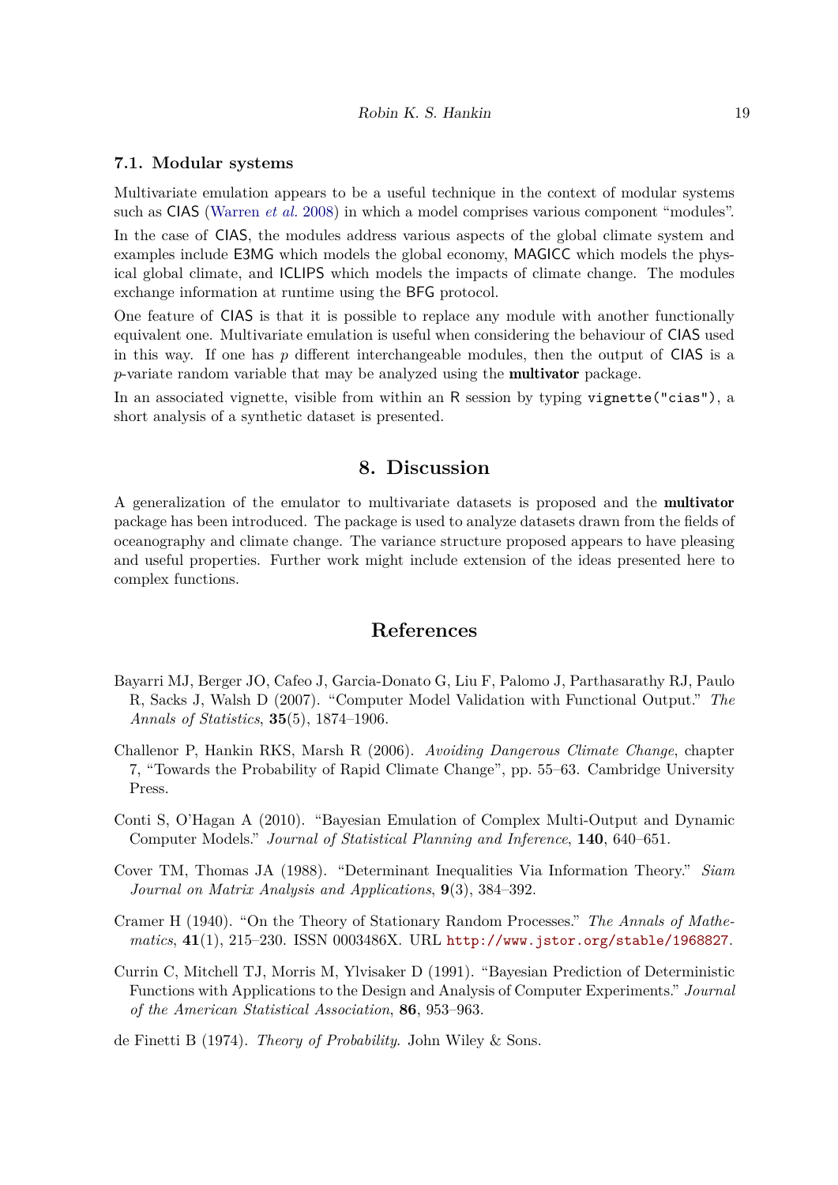### 7.1. Modular systems

Multivariate emulation appears to be a useful technique in the context of modular systems such as CIAS (Warren *et al.* 2008) in which a model comprises various component "modules".

In the case of CIAS, the modules address various aspects of the global climate system and examples include E3MG which models the global economy, MAGICC which models the physical global climate, and ICLIPS which models the impacts of climate change. The modules exchange information at runtime using the BFG protocol.

One feature of CIAS is that it is possible to replace any module with another functionally equivalent one. Multivariate emulation is useful when considering the behaviour of CIAS used in this way. If one has $p$ different interchangeable modules, then the output of CIAS is a $p$-variate random variable that may be analyzed using the **multivator** package.

In an associated vignette, visible from within an R session by typing `vignette("cias")`, a short analysis of a synthetic dataset is presented.

## 8. Discussion

A generalization of the emulator to multivariate datasets is proposed and the **multivator** package has been introduced. The package is used to analyze datasets drawn from the fields of oceanography and climate change. The variance structure proposed appears to have pleasing and useful properties. Further work might include extension of the ideas presented here to complex functions.

## References

Bayarri MJ, Berger JO, Cafeo J, Garcia-Donato G, Liu F, Palomo J, Parthasarathy RJ, Paulo R, Sacks J, Walsh D (2007). "Computer Model Validation with Functional Output." *The Annals of Statistics*, **35**(5), 1874–1906.

Challenor P, Hankin RKS, Marsh R (2006). *Avoiding Dangerous Climate Change*, chapter 7, "Towards the Probability of Rapid Climate Change", pp. 55–63. Cambridge University Press.

Conti S, O'Hagan A (2010). "Bayesian Emulation of Complex Multi-Output and Dynamic Computer Models." *Journal of Statistical Planning and Inference*, **140**, 640–651.

Cover TM, Thomas JA (1988). "Determinant Inequalities Via Information Theory." *Siam Journal on Matrix Analysis and Applications*, **9**(3), 384–392.

Cramer H (1940). "On the Theory of Stationary Random Processes." *The Annals of Mathematics*, **41**(1), 215–230. ISSN 0003486X. URL http://www.jstor.org/stable/1968827.

Currin C, Mitchell TJ, Morris M, Ylvisaker D (1991). "Bayesian Prediction of Deterministic Functions with Applications to the Design and Analysis of Computer Experiments." *Journal of the American Statistical Association*, **86**, 953–963.

de Finetti B (1974). *Theory of Probability*. John Wiley & Sons.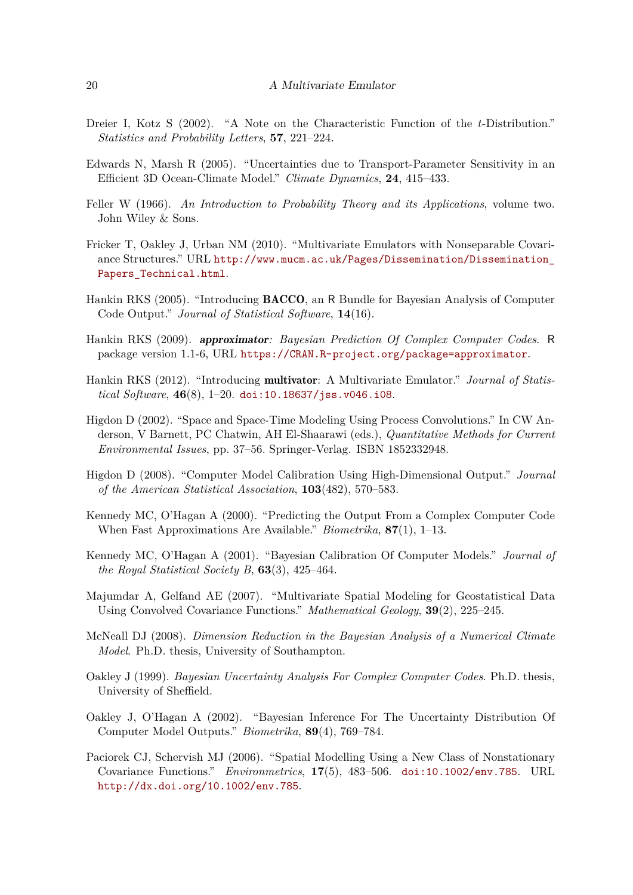Dreier I, Kotz S (2002). "A Note on the Characteristic Function of the $t$-Distribution." *Statistics and Probability Letters*, **57**, 221–224.

Edwards N, Marsh R (2005). "Uncertainties due to Transport-Parameter Sensitivity in an Efficient 3D Ocean-Climate Model." *Climate Dynamics*, **24**, 415–433.

Feller W (1966). *An Introduction to Probability Theory and its Applications*, volume two. John Wiley & Sons.

Fricker T, Oakley J, Urban NM (2010). "Multivariate Emulators with Nonseparable Covariance Structures." URL http://www.mucm.ac.uk/Pages/Dissemination/Dissemination_Papers_Technical.html.

Hankin RKS (2005). "Introducing **BACCO**, an R Bundle for Bayesian Analysis of Computer Code Output." *Journal of Statistical Software*, **14**(16).

Hankin RKS (2009). ***approximator****: Bayesian Prediction Of Complex Computer Codes*. R package version 1.1-6, URL https://CRAN.R-project.org/package=approximator.

Hankin RKS (2012). "Introducing **multivator**: A Multivariate Emulator." *Journal of Statistical Software*, **46**(8), 1–20. doi:10.18637/jss.v046.i08.

Higdon D (2002). "Space and Space-Time Modeling Using Process Convolutions." In CW Anderson, V Barnett, PC Chatwin, AH El-Shaarawi (eds.), *Quantitative Methods for Current Environmental Issues*, pp. 37–56. Springer-Verlag. ISBN 1852332948.

Higdon D (2008). "Computer Model Calibration Using High-Dimensional Output." *Journal of the American Statistical Association*, **103**(482), 570–583.

Kennedy MC, O'Hagan A (2000). "Predicting the Output From a Complex Computer Code When Fast Approximations Are Available." *Biometrika*, **87**(1), 1–13.

Kennedy MC, O'Hagan A (2001). "Bayesian Calibration Of Computer Models." *Journal of the Royal Statistical Society B*, **63**(3), 425–464.

Majumdar A, Gelfand AE (2007). "Multivariate Spatial Modeling for Geostatistical Data Using Convolved Covariance Functions." *Mathematical Geology*, **39**(2), 225–245.

McNeall DJ (2008). *Dimension Reduction in the Bayesian Analysis of a Numerical Climate Model*. Ph.D. thesis, University of Southampton.

Oakley J (1999). *Bayesian Uncertainty Analysis For Complex Computer Codes*. Ph.D. thesis, University of Sheffield.

Oakley J, O'Hagan A (2002). "Bayesian Inference For The Uncertainty Distribution Of Computer Model Outputs." *Biometrika*, **89**(4), 769–784.

Paciorek CJ, Schervish MJ (2006). "Spatial Modelling Using a New Class of Nonstationary Covariance Functions." *Environmetrics*, **17**(5), 483–506. doi:10.1002/env.785. URL http://dx.doi.org/10.1002/env.785.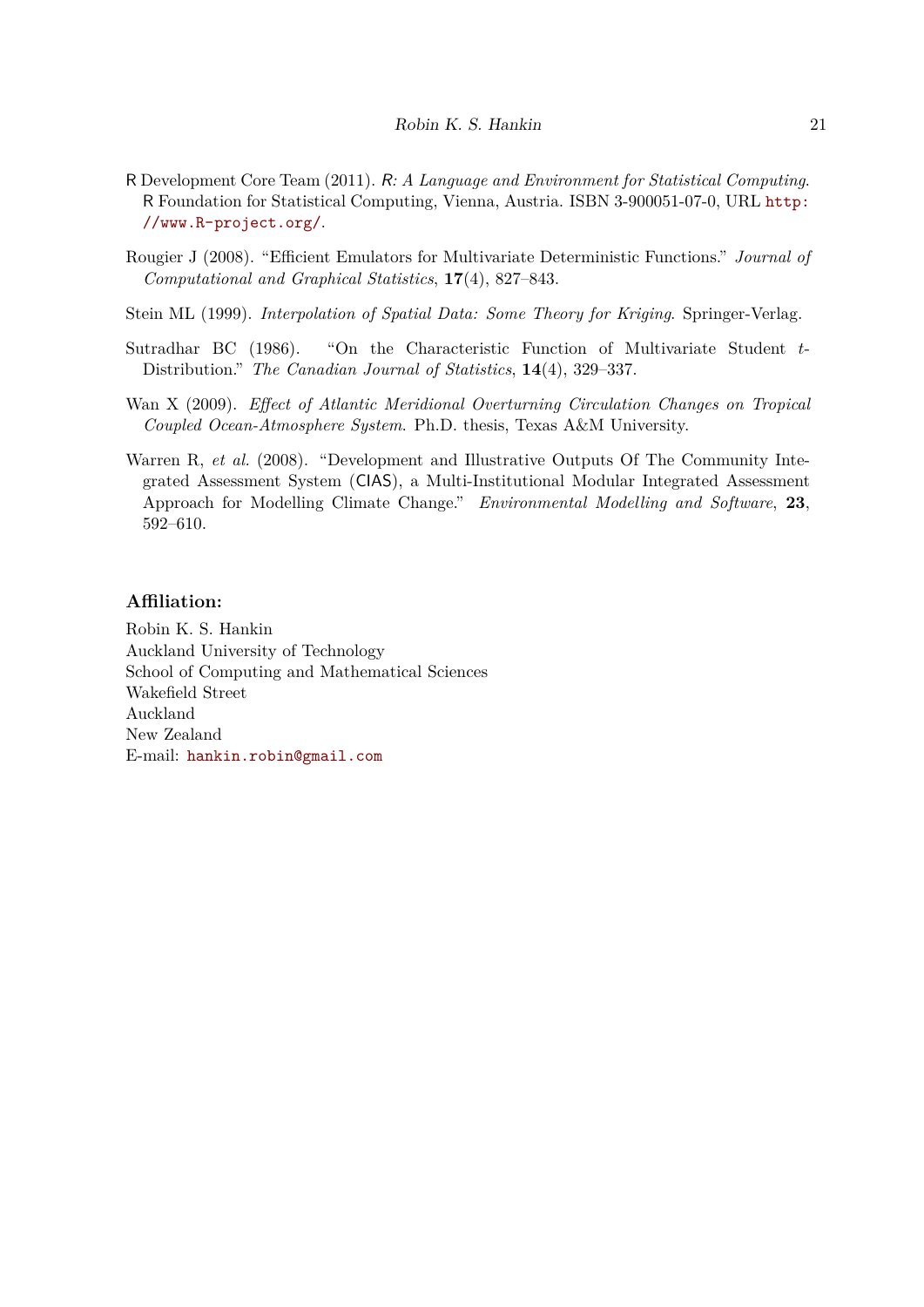R Development Core Team (2011). *R: A Language and Environment for Statistical Computing*. R Foundation for Statistical Computing, Vienna, Austria. ISBN 3-900051-07-0, URL http://www.R-project.org/.

Rougier J (2008). "Efficient Emulators for Multivariate Deterministic Functions." *Journal of Computational and Graphical Statistics*, **17**(4), 827–843.

Stein ML (1999). *Interpolation of Spatial Data: Some Theory for Kriging*. Springer-Verlag.

Sutradhar BC (1986). "On the Characteristic Function of Multivariate Student $t$-Distribution." *The Canadian Journal of Statistics*, **14**(4), 329–337.

Wan X (2009). *Effect of Atlantic Meridional Overturning Circulation Changes on Tropical Coupled Ocean-Atmosphere System*. Ph.D. thesis, Texas A&M University.

Warren R, *et al.* (2008). "Development and Illustrative Outputs Of The Community Integrated Assessment System (CIAS), a Multi-Institutional Modular Integrated Assessment Approach for Modelling Climate Change." *Environmental Modelling and Software*, **23**, 592–610.

**Affiliation:**

Robin K. S. Hankin
Auckland University of Technology
School of Computing and Mathematical Sciences
Wakefield Street
Auckland
New Zealand
E-mail: hankin.robin@gmail.com